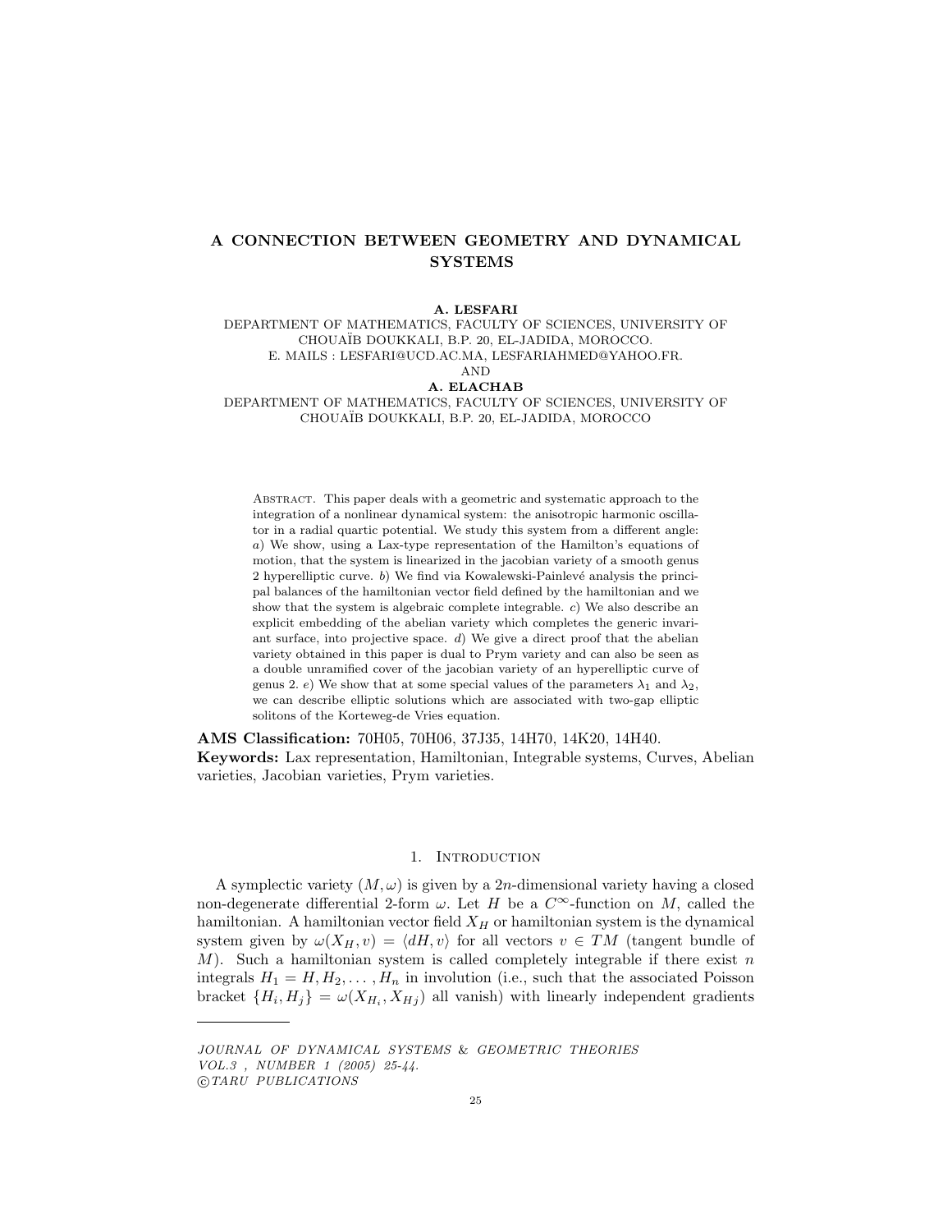# A CONNECTION BETWEEN GEOMETRY AND DYNAMICAL SYSTEMS

**A. LESFARI**
DEPARTMENT OF MATHEMATICS, FACULTY OF SCIENCES, UNIVERSITY OF CHOUAÏB DOUKKALI, B.P. 20, EL-JADIDA, MOROCCO.
E. MAILS : LESFARI@UCD.AC.MA, LESFARIAHMED@YAHOO.FR.
AND
**A. ELACHAB**
DEPARTMENT OF MATHEMATICS, FACULTY OF SCIENCES, UNIVERSITY OF CHOUAÏB DOUKKALI, B.P. 20, EL-JADIDA, MOROCCO

Abstract. This paper deals with a geometric and systematic approach to the integration of a nonlinear dynamical system: the anisotropic harmonic oscillator in a radial quartic potential. We study this system from a different angle: *a*) We show, using a Lax-type representation of the Hamilton's equations of motion, that the system is linearized in the jacobian variety of a smooth genus 2 hyperelliptic curve. *b*) We find via Kowalewski-Painlevé analysis the principal balances of the hamiltonian vector field defined by the hamiltonian and we show that the system is algebraic complete integrable. *c*) We also describe an explicit embedding of the abelian variety which completes the generic invariant surface, into projective space. *d*) We give a direct proof that the abelian variety obtained in this paper is dual to Prym variety and can also be seen as a double unramified cover of the jacobian variety of an hyperelliptic curve of genus 2. *e*) We show that at some special values of the parameters $\lambda_1$ and $\lambda_2$, we can describe elliptic solutions which are associated with two-gap elliptic solitons of the Korteweg-de Vries equation.

**AMS Classification:** 70H05, 70H06, 37J35, 14H70, 14K20, 14H40.
**Keywords:** Lax representation, Hamiltonian, Integrable systems, Curves, Abelian varieties, Jacobian varieties, Prym varieties.

## 1. Introduction

A symplectic variety $(M, \omega)$ is given by a $2n$-dimensional variety having a closed non-degenerate differential 2-form $\omega$. Let $H$ be a $C^\infty$-function on $M$, called the hamiltonian. A hamiltonian vector field $X_H$ or hamiltonian system is the dynamical system given by $\omega(X_H, v) = \langle dH, v\rangle$ for all vectors $v \in TM$ (tangent bundle of $M$). Such a hamiltonian system is called completely integrable if there exist $n$ integrals $H_1 = H, H_2, \ldots, H_n$ in involution (i.e., such that the associated Poisson bracket $\{H_i, H_j\} = \omega(X_{H_i}, X_{Hj})$ all vanish) with linearly independent gradients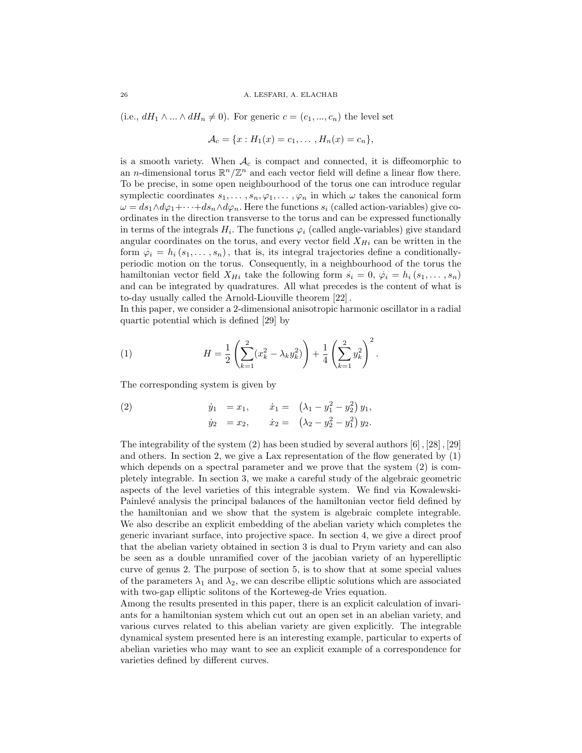(i.e., $dH_1 \wedge ... \wedge dH_n \neq 0$). For generic $c = (c_1, ..., c_n)$ the level set

$$\mathcal{A}_c = \{x : H_1(x) = c_1, \ldots , H_n(x) = c_n\},$$

is a smooth variety. When $\mathcal{A}_c$ is compact and connected, it is diffeomorphic to an $n$-dimensional torus $\mathbb{R}^n/\mathbb{Z}^n$ and each vector field will define a linear flow there. To be precise, in some open neighbourhood of the torus one can introduce regular symplectic coordinates $s_1, \ldots , s_n, \varphi_1, \ldots , \varphi_n$ in which $\omega$ takes the canonical form $\omega = ds_1 \wedge d\varphi_1 + \cdots + ds_n \wedge d\varphi_n$. Here the functions $s_i$ (called action-variables) give coordinates in the direction transverse to the torus and can be expressed functionally in terms of the integrals $H_i$. The functions $\varphi_i$ (called angle-variables) give standard angular coordinates on the torus, and every vector field $X_{Hi}$ can be written in the form $\dot{\varphi}_i = h_i(s_1, \ldots , s_n)$, that is, its integral trajectories define a conditionally-periodic motion on the torus. Consequently, in a neighbourhood of the torus the hamiltonian vector field $X_{Hi}$ take the following form $\dot{s}_i = 0$, $\dot{\varphi}_i = h_i(s_1, \ldots , s_n)$ and can be integrated by quadratures. All what precedes is the content of what is to-day usually called the Arnold-Liouville theorem [22].
In this paper, we consider a 2-dimensional anisotropic harmonic oscillator in a radial quartic potential which is defined [29] by

$$H = \frac{1}{2}\left(\sum_{k=1}^{2}(x_k^2 - \lambda_k y_k^2)\right) + \frac{1}{4}\left(\sum_{k=1}^{2} y_k^2\right)^2. \tag{1}$$

The corresponding system is given by

$$\begin{aligned} \dot{y}_1 &= x_1, & \dot{x}_1 &= \left(\lambda_1 - y_1^2 - y_2^2\right) y_1, \\ \dot{y}_2 &= x_2, & \dot{x}_2 &= \left(\lambda_2 - y_2^2 - y_1^2\right) y_2. \end{aligned} \tag{2}$$

The integrability of the system (2) has been studied by several authors [6], [28], [29] and others. In section 2, we give a Lax representation of the flow generated by (1) which depends on a spectral parameter and we prove that the system (2) is completely integrable. In section 3, we make a careful study of the algebraic geometric aspects of the level varieties of this integrable system. We find via Kowalewski-Painlevé analysis the principal balances of the hamiltonian vector field defined by the hamiltonian and we show that the system is algebraic complete integrable. We also describe an explicit embedding of the abelian variety which completes the generic invariant surface, into projective space. In section 4, we give a direct proof that the abelian variety obtained in section 3 is dual to Prym variety and can also be seen as a double unramified cover of the jacobian variety of an hyperelliptic curve of genus 2. The purpose of section 5, is to show that at some special values of the parameters $\lambda_1$ and $\lambda_2$, we can describe elliptic solutions which are associated with two-gap elliptic solitons of the Korteweg-de Vries equation.
Among the results presented in this paper, there is an explicit calculation of invariants for a hamiltonian system which cut out an open set in an abelian variety, and various curves related to this abelian variety are given explicitly. The integrable dynamical system presented here is an interesting example, particular to experts of abelian varieties who may want to see an explicit example of a correspondence for varieties defined by different curves.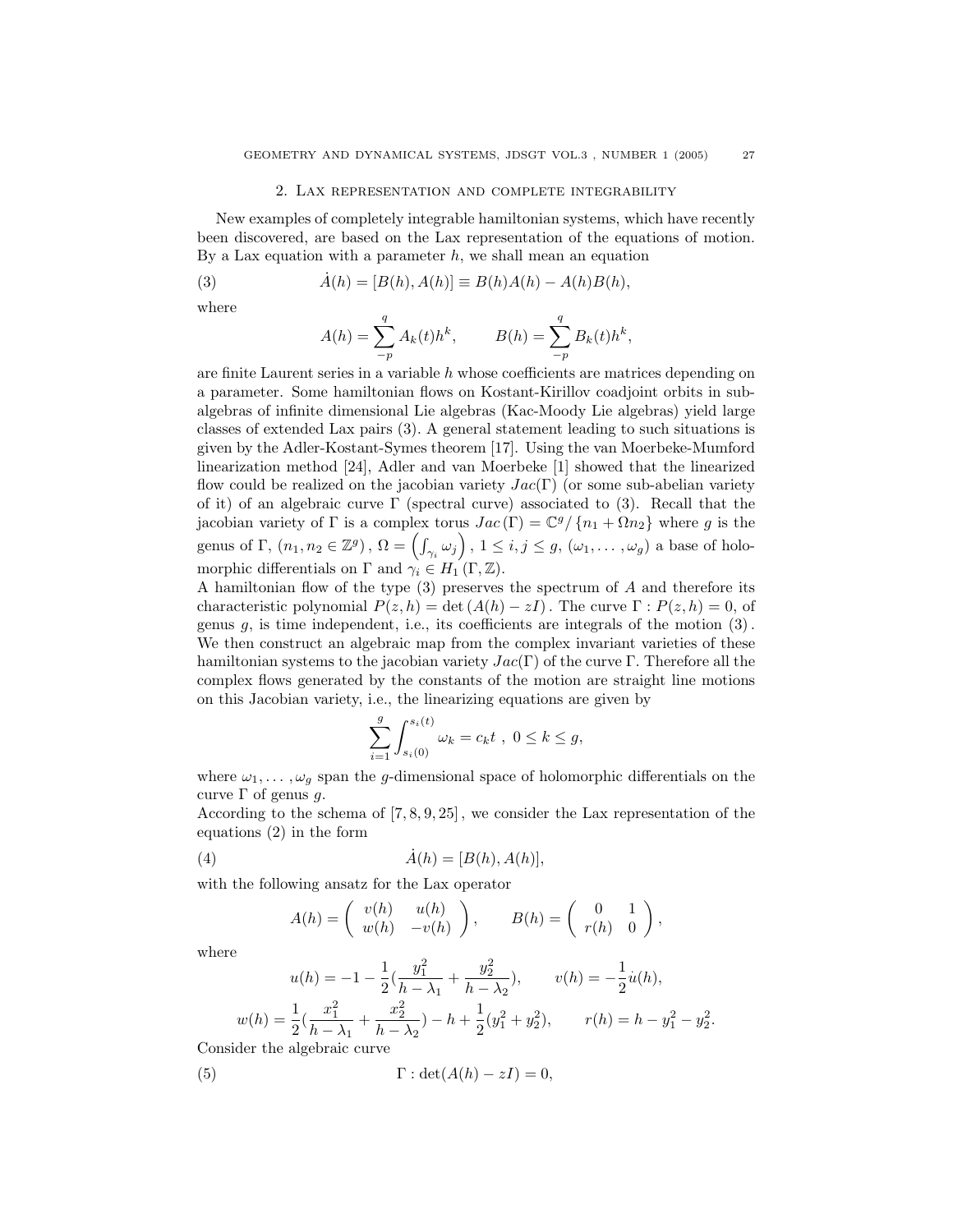## 2. Lax representation and complete integrability

New examples of completely integrable hamiltonian systems, which have recently been discovered, are based on the Lax representation of the equations of motion. By a Lax equation with a parameter $h$, we shall mean an equation

$$\dot{A}(h) = [B(h), A(h)] \equiv B(h)A(h) - A(h)B(h), \tag{3}$$

where

$$A(h) = \sum_{-p}^{q} A_k(t)h^k, \qquad B(h) = \sum_{-p}^{q} B_k(t)h^k,$$

are finite Laurent series in a variable $h$ whose coefficients are matrices depending on a parameter. Some hamiltonian flows on Kostant-Kirillov coadjoint orbits in subalgebras of infinite dimensional Lie algebras (Kac-Moody Lie algebras) yield large classes of extended Lax pairs (3). A general statement leading to such situations is given by the Adler-Kostant-Symes theorem [17]. Using the van Moerbeke-Mumford linearization method [24], Adler and van Moerbeke [1] showed that the linearized flow could be realized on the jacobian variety $Jac(\Gamma)$ (or some sub-abelian variety of it) of an algebraic curve $\Gamma$ (spectral curve) associated to (3). Recall that the jacobian variety of $\Gamma$ is a complex torus $Jac(\Gamma) = \mathbb{C}^g / \{n_1 + \Omega n_2\}$ where $g$ is the genus of $\Gamma$, $(n_1, n_2 \in \mathbb{Z}^g)$, $\Omega = \left(\int_{\gamma_i} \omega_j\right)$, $1 \leq i, j \leq g$, $(\omega_1, \ldots, \omega_g)$ a base of holomorphic differentials on $\Gamma$ and $\gamma_i \in H_1(\Gamma, \mathbb{Z})$.

A hamiltonian flow of the type (3) preserves the spectrum of $A$ and therefore its characteristic polynomial $P(z,h) = \det(A(h) - zI)$. The curve $\Gamma : P(z,h) = 0$, of genus $g$, is time independent, i.e., its coefficients are integrals of the motion (3). We then construct an algebraic map from the complex invariant varieties of these hamiltonian systems to the jacobian variety $Jac(\Gamma)$ of the curve $\Gamma$. Therefore all the complex flows generated by the constants of the motion are straight line motions on this Jacobian variety, i.e., the linearizing equations are given by

$$\sum_{i=1}^{g} \int_{s_i(0)}^{s_i(t)} \omega_k = c_k t \ , \ 0 \leq k \leq g,$$

where $\omega_1, \ldots, \omega_g$ span the $g$-dimensional space of holomorphic differentials on the curve $\Gamma$ of genus $g$.

According to the schema of [7, 8, 9, 25], we consider the Lax representation of the equations (2) in the form

$$\dot{A}(h) = [B(h), A(h)], \tag{4}$$

with the following ansatz for the Lax operator

$$A(h) = \begin{pmatrix} v(h) & u(h) \\ w(h) & -v(h) \end{pmatrix}, \qquad B(h) = \begin{pmatrix} 0 & 1 \\ r(h) & 0 \end{pmatrix},$$

where

$$u(h) = -1 - \frac{1}{2}\left(\frac{y_1^2}{h - \lambda_1} + \frac{y_2^2}{h - \lambda_2}\right), \qquad v(h) = -\frac{1}{2}\dot{u}(h),$$

$$w(h) = \frac{1}{2}\left(\frac{x_1^2}{h - \lambda_1} + \frac{x_2^2}{h - \lambda_2}\right) - h + \frac{1}{2}(y_1^2 + y_2^2), \qquad r(h) = h - y_1^2 - y_2^2.$$

Consider the algebraic curve

$$\Gamma : \det(A(h) - zI) = 0, \tag{5}$$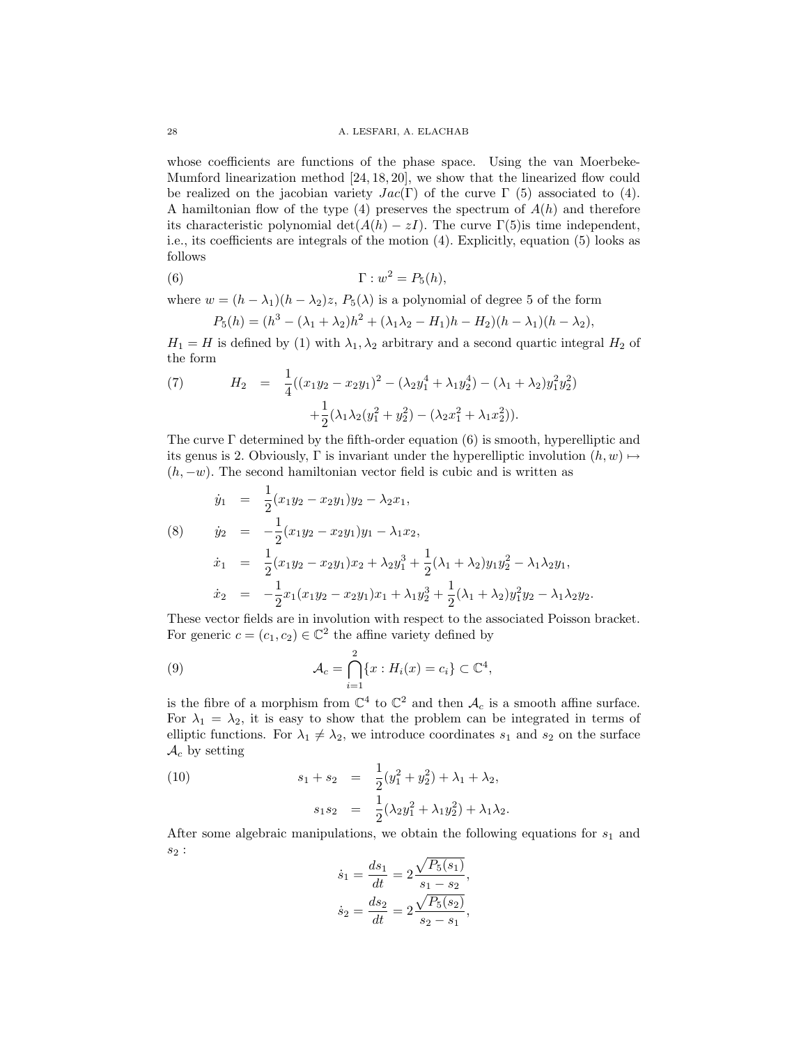whose coefficients are functions of the phase space. Using the van Moerbeke-Mumford linearization method [24, 18, 20], we show that the linearized flow could be realized on the jacobian variety $Jac(\Gamma)$ of the curve $\Gamma$ (5) associated to (4). A hamiltonian flow of the type (4) preserves the spectrum of $A(h)$ and therefore its characteristic polynomial $\det(A(h) - zI)$. The curve $\Gamma$(5)is time independent, i.e., its coefficients are integrals of the motion (4). Explicitly, equation (5) looks as follows

$$\Gamma : w^2 = P_5(h), \tag{6}$$

where $w = (h - \lambda_1)(h - \lambda_2)z$, $P_5(\lambda)$ is a polynomial of degree 5 of the form

$$P_5(h) = (h^3 - (\lambda_1 + \lambda_2)h^2 + (\lambda_1\lambda_2 - H_1)h - H_2)(h - \lambda_1)(h - \lambda_2),$$

$H_1 = H$ is defined by (1) with $\lambda_1, \lambda_2$ arbitrary and a second quartic integral $H_2$ of the form

$$\begin{aligned} H_2 &= \frac{1}{4}((x_1y_2 - x_2y_1)^2 - (\lambda_2 y_1^4 + \lambda_1 y_2^4) - (\lambda_1 + \lambda_2)y_1^2 y_2^2) \\ &\quad + \frac{1}{2}(\lambda_1\lambda_2(y_1^2 + y_2^2) - (\lambda_2 x_1^2 + \lambda_1 x_2^2)). \end{aligned} \tag{7}$$

The curve $\Gamma$ determined by the fifth-order equation (6) is smooth, hyperelliptic and its genus is 2. Obviously, $\Gamma$ is invariant under the hyperelliptic involution $(h, w) \mapsto (h, -w)$. The second hamiltonian vector field is cubic and is written as

$$\begin{aligned} \dot{y}_1 &= \frac{1}{2}(x_1y_2 - x_2y_1)y_2 - \lambda_2 x_1, \\ \dot{y}_2 &= -\frac{1}{2}(x_1y_2 - x_2y_1)y_1 - \lambda_1 x_2, \\ \dot{x}_1 &= \frac{1}{2}(x_1y_2 - x_2y_1)x_2 + \lambda_2 y_1^3 + \frac{1}{2}(\lambda_1 + \lambda_2)y_1 y_2^2 - \lambda_1\lambda_2 y_1, \\ \dot{x}_2 &= -\frac{1}{2}x_1(x_1y_2 - x_2y_1)x_1 + \lambda_1 y_2^3 + \frac{1}{2}(\lambda_1 + \lambda_2)y_1^2 y_2 - \lambda_1\lambda_2 y_2. \end{aligned} \tag{8}$$

These vector fields are in involution with respect to the associated Poisson bracket. For generic $c = (c_1, c_2) \in \mathbb{C}^2$ the affine variety defined by

$$\mathcal{A}_c = \bigcap_{i=1}^{2} \{x : H_i(x) = c_i\} \subset \mathbb{C}^4, \tag{9}$$

is the fibre of a morphism from $\mathbb{C}^4$ to $\mathbb{C}^2$ and then $\mathcal{A}_c$ is a smooth affine surface. For $\lambda_1 = \lambda_2$, it is easy to show that the problem can be integrated in terms of elliptic functions. For $\lambda_1 \neq \lambda_2$, we introduce coordinates $s_1$ and $s_2$ on the surface $\mathcal{A}_c$ by setting

$$\begin{aligned} s_1 + s_2 &= \frac{1}{2}(y_1^2 + y_2^2) + \lambda_1 + \lambda_2, \\ s_1 s_2 &= \frac{1}{2}(\lambda_2 y_1^2 + \lambda_1 y_2^2) + \lambda_1\lambda_2. \end{aligned} \tag{10}$$

After some algebraic manipulations, we obtain the following equations for $s_1$ and $s_2$ :

$$\dot{s}_1 = \frac{ds_1}{dt} = 2\frac{\sqrt{P_5(s_1)}}{s_1 - s_2},$$

$$\dot{s}_2 = \frac{ds_2}{dt} = 2\frac{\sqrt{P_5(s_2)}}{s_2 - s_1},$$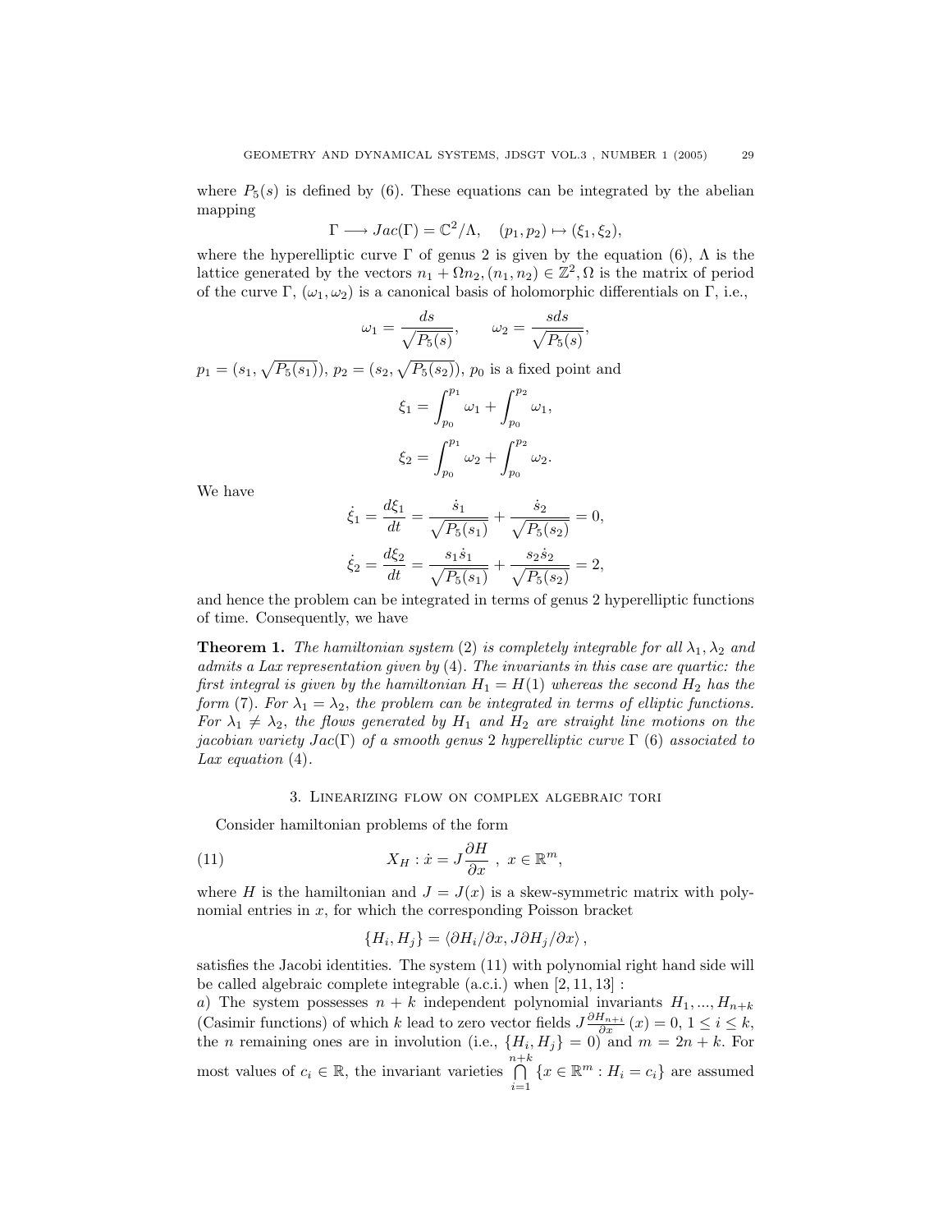where $P_5(s)$ is defined by (6). These equations can be integrated by the abelian mapping

$$\Gamma \longrightarrow Jac(\Gamma) = \mathbb{C}^2/\Lambda, \quad (p_1, p_2) \mapsto (\xi_1, \xi_2),$$

where the hyperelliptic curve $\Gamma$ of genus 2 is given by the equation (6), $\Lambda$ is the lattice generated by the vectors $n_1 + \Omega n_2, (n_1, n_2) \in \mathbb{Z}^2, \Omega$ is the matrix of period of the curve $\Gamma$, $(\omega_1, \omega_2)$ is a canonical basis of holomorphic differentials on $\Gamma$, i.e.,

$$\omega_1 = \frac{ds}{\sqrt{P_5(s)}}, \qquad \omega_2 = \frac{sds}{\sqrt{P_5(s)}},$$

$p_1 = (s_1, \sqrt{P_5(s_1)})$, $p_2 = (s_2, \sqrt{P_5(s_2)})$, $p_0$ is a fixed point and

$$\xi_1 = \int_{p_0}^{p_1} \omega_1 + \int_{p_0}^{p_2} \omega_1,$$

$$\xi_2 = \int_{p_0}^{p_1} \omega_2 + \int_{p_0}^{p_2} \omega_2.$$

We have

$$\dot{\xi}_1 = \frac{d\xi_1}{dt} = \frac{\dot{s}_1}{\sqrt{P_5(s_1)}} + \frac{\dot{s}_2}{\sqrt{P_5(s_2)}} = 0,$$

$$\dot{\xi}_2 = \frac{d\xi_2}{dt} = \frac{s_1\dot{s}_1}{\sqrt{P_5(s_1)}} + \frac{s_2\dot{s}_2}{\sqrt{P_5(s_2)}} = 2,$$

and hence the problem can be integrated in terms of genus 2 hyperelliptic functions of time. Consequently, we have

**Theorem 1.** *The hamiltonian system* (2) *is completely integrable for all $\lambda_1, \lambda_2$ and admits a Lax representation given by* (4). *The invariants in this case are quartic: the first integral is given by the hamiltonian $H_1 = H(1)$ whereas the second $H_2$ has the form* (7). *For $\lambda_1 = \lambda_2$, the problem can be integrated in terms of elliptic functions. For $\lambda_1 \neq \lambda_2$, the flows generated by $H_1$ and $H_2$ are straight line motions on the jacobian variety $Jac(\Gamma)$ of a smooth genus 2 hyperelliptic curve $\Gamma$* (6) *associated to Lax equation* (4).

## 3. Linearizing flow on complex algebraic tori

Consider hamiltonian problems of the form

$$X_H : \dot{x} = J\frac{\partial H}{\partial x}, \ x \in \mathbb{R}^m, \tag{11}$$

where $H$ is the hamiltonian and $J = J(x)$ is a skew-symmetric matrix with polynomial entries in $x$, for which the corresponding Poisson bracket

$$\{H_i, H_j\} = \langle \partial H_i/\partial x, J\partial H_j/\partial x \rangle,$$

satisfies the Jacobi identities. The system (11) with polynomial right hand side will be called algebraic complete integrable (a.c.i.) when [2, 11, 13] :

*a*) The system possesses $n + k$ independent polynomial invariants $H_1, ..., H_{n+k}$ (Casimir functions) of which $k$ lead to zero vector fields $J\frac{\partial H_{n+i}}{\partial x}(x) = 0$, $1 \leq i \leq k$, the $n$ remaining ones are in involution (i.e., $\{H_i, H_j\} = 0$) and $m = 2n + k$. For most values of $c_i \in \mathbb{R}$, the invariant varieties $\bigcap_{i=1}^{n+k} \{x \in \mathbb{R}^m : H_i = c_i\}$ are assumed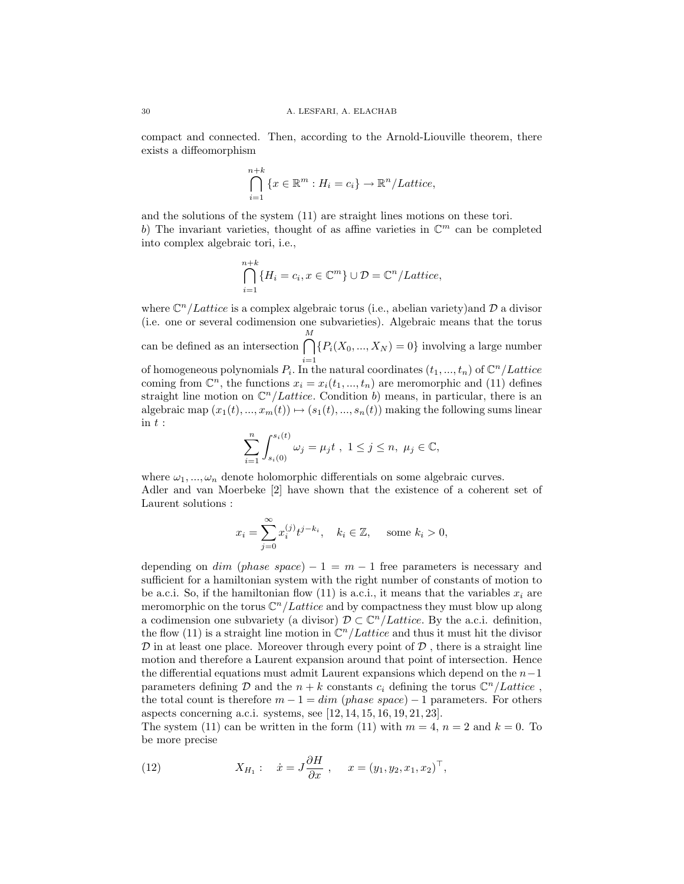compact and connected. Then, according to the Arnold-Liouville theorem, there exists a diffeomorphism

$$\bigcap_{i=1}^{n+k}\{x\in\mathbb{R}^m : H_i = c_i\}\to\mathbb{R}^n/Lattice,$$

and the solutions of the system (11) are straight lines motions on these tori.
$b)$ The invariant varieties, thought of as affine varieties in $\mathbb{C}^m$ can be completed into complex algebraic tori, i.e.,

$$\bigcap_{i=1}^{n+k}\{H_i = c_i, x\in\mathbb{C}^m\}\cup\mathcal{D} = \mathbb{C}^n/Lattice,$$

where $\mathbb{C}^n/Lattice$ is a complex algebraic torus (i.e., abelian variety)and $\mathcal{D}$ a divisor (i.e. one or several codimension one subvarieties). Algebraic means that the torus can be defined as an intersection $\bigcap_{i=1}^{M}\{P_i(X_0,...,X_N) = 0\}$ involving a large number of homogeneous polynomials $P_i$. In the natural coordinates $(t_1,...,t_n)$ of $\mathbb{C}^n/Lattice$ coming from $\mathbb{C}^n$, the functions $x_i = x_i(t_1,...,t_n)$ are meromorphic and (11) defines straight line motion on $\mathbb{C}^n/Lattice$. Condition $b)$ means, in particular, there is an algebraic map $(x_1(t),...,x_m(t))\mapsto(s_1(t),...,s_n(t))$ making the following sums linear in $t$ :

$$\sum_{i=1}^{n}\int_{s_i(0)}^{s_i(t)}\omega_j = \mu_j t\ ,\ 1\le j\le n,\ \mu_j\in\mathbb{C},$$

where $\omega_1,...,\omega_n$ denote holomorphic differentials on some algebraic curves.
Adler and van Moerbeke [2] have shown that the existence of a coherent set of Laurent solutions :

$$x_i = \sum_{j=0}^{\infty}x_i^{(j)}t^{j-k_i},\quad k_i\in\mathbb{Z},\quad \text{some } k_i>0,$$

depending on $dim$ $(phase\ space) - 1 = m-1$ free parameters is necessary and sufficient for a hamiltonian system with the right number of constants of motion to be a.c.i. So, if the hamiltonian flow (11) is a.c.i., it means that the variables $x_i$ are meromorphic on the torus $\mathbb{C}^n/Lattice$ and by compactness they must blow up along a codimension one subvariety (a divisor) $\mathcal{D}\subset\mathbb{C}^n/Lattice$. By the a.c.i. definition, the flow (11) is a straight line motion in $\mathbb{C}^n/Lattice$ and thus it must hit the divisor $\mathcal{D}$ in at least one place. Moreover through every point of $\mathcal{D}$ , there is a straight line motion and therefore a Laurent expansion around that point of intersection. Hence the differential equations must admit Laurent expansions which depend on the $n-1$ parameters defining $\mathcal{D}$ and the $n+k$ constants $c_i$ defining the torus $\mathbb{C}^n/Lattice$ , the total count is therefore $m-1 = dim$ $(phase\ space) - 1$ parameters. For others aspects concerning a.c.i. systems, see [12, 14, 15, 16, 19, 21, 23].
The system (11) can be written in the form (11) with $m = 4$, $n = 2$ and $k = 0$. To be more precise

$$X_{H_1}:\quad \dot{x} = J\frac{\partial H}{\partial x}\ ,\quad x = (y_1,y_2,x_1,x_2)^{\top}, \tag{12}$$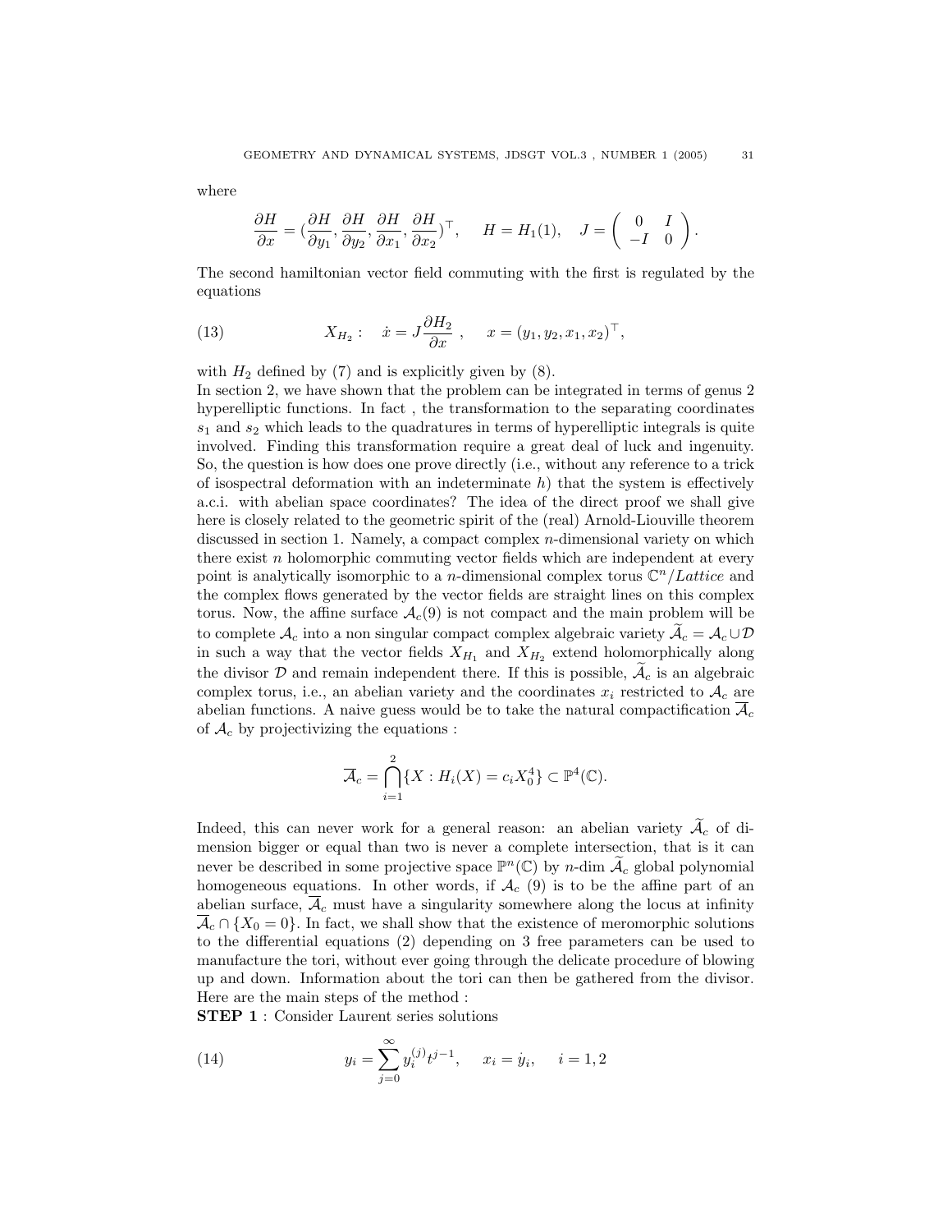where

$$\frac{\partial H}{\partial x} = (\frac{\partial H}{\partial y_1}, \frac{\partial H}{\partial y_2}, \frac{\partial H}{\partial x_1}, \frac{\partial H}{\partial x_2})^{\top}, \quad H = H_1(1), \quad J = \begin{pmatrix} 0 & I \\ -I & 0 \end{pmatrix}.$$

The second hamiltonian vector field commuting with the first is regulated by the equations

$$X_{H_2}: \quad \dot{x} = J\frac{\partial H_2}{\partial x}, \quad x = (y_1, y_2, x_1, x_2)^{\top}, \tag{13}$$

with $H_2$ defined by (7) and is explicitly given by (8).

In section 2, we have shown that the problem can be integrated in terms of genus 2 hyperelliptic functions. In fact , the transformation to the separating coordinates $s_1$ and $s_2$ which leads to the quadratures in terms of hyperelliptic integrals is quite involved. Finding this transformation require a great deal of luck and ingenuity. So, the question is how does one prove directly (i.e., without any reference to a trick of isospectral deformation with an indeterminate $h$) that the system is effectively a.c.i. with abelian space coordinates? The idea of the direct proof we shall give here is closely related to the geometric spirit of the (real) Arnold-Liouville theorem discussed in section 1. Namely, a compact complex $n$-dimensional variety on which there exist $n$ holomorphic commuting vector fields which are independent at every point is analytically isomorphic to a $n$-dimensional complex torus $\mathbb{C}^n/Lattice$ and the complex flows generated by the vector fields are straight lines on this complex torus. Now, the affine surface $\mathcal{A}_c(9)$ is not compact and the main problem will be to complete $\mathcal{A}_c$ into a non singular compact complex algebraic variety $\widetilde{\mathcal{A}}_c = \mathcal{A}_c \cup \mathcal{D}$ in such a way that the vector fields $X_{H_1}$ and $X_{H_2}$ extend holomorphically along the divisor $\mathcal{D}$ and remain independent there. If this is possible, $\widetilde{\mathcal{A}}_c$ is an algebraic complex torus, i.e., an abelian variety and the coordinates $x_i$ restricted to $\mathcal{A}_c$ are abelian functions. A naive guess would be to take the natural compactification $\overline{\mathcal{A}}_c$ of $\mathcal{A}_c$ by projectivizing the equations :

$$\overline{\mathcal{A}}_c = \bigcap_{i=1}^{2} \{X : H_i(X) = c_i X_0^4\} \subset \mathbb{P}^4(\mathbb{C}).$$

Indeed, this can never work for a general reason: an abelian variety $\widetilde{\mathcal{A}}_c$ of dimension bigger or equal than two is never a complete intersection, that is it can never be described in some projective space $\mathbb{P}^n(\mathbb{C})$ by $n$-dim $\widetilde{\mathcal{A}}_c$ global polynomial homogeneous equations. In other words, if $\mathcal{A}_c$ (9) is to be the affine part of an abelian surface, $\overline{\mathcal{A}}_c$ must have a singularity somewhere along the locus at infinity $\overline{\mathcal{A}}_c \cap \{X_0 = 0\}$. In fact, we shall show that the existence of meromorphic solutions to the differential equations (2) depending on 3 free parameters can be used to manufacture the tori, without ever going through the delicate procedure of blowing up and down. Information about the tori can then be gathered from the divisor. Here are the main steps of the method :

**STEP 1** : Consider Laurent series solutions

$$y_i = \sum_{j=0}^{\infty} y_i^{(j)} t^{j-1}, \quad x_i = \dot{y}_i, \quad i = 1, 2 \tag{14}$$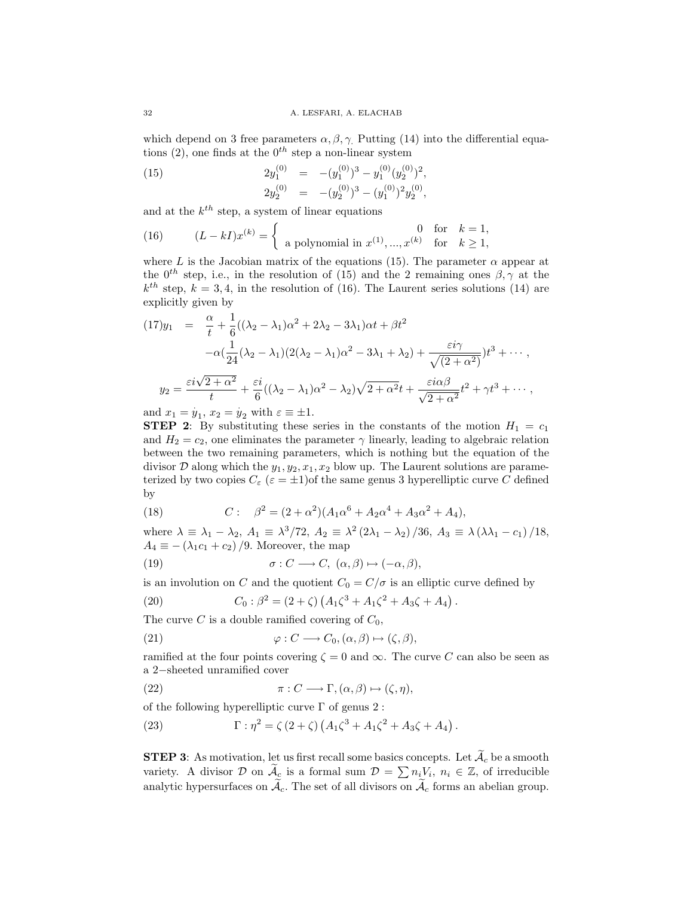which depend on 3 free parameters $\alpha, \beta, \gamma$. Putting (14) into the differential equations (2), one finds at the $0^{th}$ step a non-linear system

$$
\begin{aligned}
2y_1^{(0)} &= -(y_1^{(0)})^3 - y_1^{(0)}(y_2^{(0)})^2, \\
2y_2^{(0)} &= -(y_2^{(0)})^3 - (y_1^{(0)})^2 y_2^{(0)},
\end{aligned}
\tag{15}
$$

and at the $k^{th}$ step, a system of linear equations

$$
(L - kI)x^{(k)} = \begin{cases} 0 & \text{for} \quad k = 1, \\ \text{a polynomial in } x^{(1)}, ..., x^{(k)} & \text{for} \quad k \geq 1, \end{cases}
\tag{16}
$$

where $L$ is the Jacobian matrix of the equations (15). The parameter $\alpha$ appear at the $0^{th}$ step, i.e., in the resolution of (15) and the 2 remaining ones $\beta, \gamma$ at the $k^{th}$ step, $k = 3, 4$, in the resolution of (16). The Laurent series solutions (14) are explicitly given by

$$
\begin{aligned}
y_1 &= \frac{\alpha}{t} + \frac{1}{6}((\lambda_2 - \lambda_1)\alpha^2 + 2\lambda_2 - 3\lambda_1)\alpha t + \beta t^2 \\
&\quad -\alpha(\frac{1}{24}(\lambda_2 - \lambda_1)(2(\lambda_2 - \lambda_1)\alpha^2 - 3\lambda_1 + \lambda_2) + \frac{\varepsilon i \gamma}{\sqrt{(2+\alpha^2)}})t^3 + \cdots, \\
y_2 &= \frac{\varepsilon i \sqrt{2+\alpha^2}}{t} + \frac{\varepsilon i}{6}((\lambda_2 - \lambda_1)\alpha^2 - \lambda_2)\sqrt{2+\alpha^2}t + \frac{\varepsilon i \alpha \beta}{\sqrt{2+\alpha^2}}t^2 + \gamma t^3 + \cdots,
\end{aligned}
\tag{17}
$$

and $x_1 = \dot{y}_1$, $x_2 = \dot{y}_2$ with $\varepsilon \equiv \pm 1$.

**STEP 2**: By substituting these series in the constants of the motion $H_1 = c_1$ and $H_2 = c_2$, one eliminates the parameter $\gamma$ linearly, leading to algebraic relation between the two remaining parameters, which is nothing but the equation of the divisor $\mathcal{D}$ along which the $y_1, y_2, x_1, x_2$ blow up. The Laurent solutions are parameterized by two copies $C_\varepsilon$ ($\varepsilon = \pm 1$)of the same genus 3 hyperelliptic curve $C$ defined by

$$
C: \quad \beta^2 = (2+\alpha^2)(A_1\alpha^6 + A_2\alpha^4 + A_3\alpha^2 + A_4),
\tag{18}
$$

where $\lambda \equiv \lambda_1 - \lambda_2$, $A_1 \equiv \lambda^3/72$, $A_2 \equiv \lambda^2(2\lambda_1 - \lambda_2)/36$, $A_3 \equiv \lambda(\lambda\lambda_1 - c_1)/18$, $A_4 \equiv -(\lambda_1 c_1 + c_2)/9$. Moreover, the map

$$
\sigma : C \longrightarrow C, \ (\alpha, \beta) \mapsto (-\alpha, \beta),
\tag{19}
$$

is an involution on $C$ and the quotient $C_0 = C/\sigma$ is an elliptic curve defined by

$$
C_0 : \beta^2 = (2+\zeta)\left(A_1\zeta^3 + A_1\zeta^2 + A_3\zeta + A_4\right).
\tag{20}
$$

The curve $C$ is a double ramified covering of $C_0$,

$$
\varphi : C \longrightarrow C_0, (\alpha, \beta) \mapsto (\zeta, \beta),
\tag{21}
$$

ramified at the four points covering $\zeta = 0$ and $\infty$. The curve $C$ can also be seen as a 2−sheeted unramified cover

$$
\pi : C \longrightarrow \Gamma, (\alpha, \beta) \mapsto (\zeta, \eta),
\tag{22}
$$

of the following hyperelliptic curve $\Gamma$ of genus 2 :

$$
\Gamma : \eta^2 = \zeta\,(2+\zeta)\left(A_1\zeta^3 + A_1\zeta^2 + A_3\zeta + A_4\right).
\tag{23}
$$

**STEP 3**: As motivation, let us first recall some basics concepts. Let $\widetilde{\mathcal{A}}_c$ be a smooth variety. A divisor $\mathcal{D}$ on $\widetilde{\mathcal{A}}_c$ is a formal sum $\mathcal{D} = \sum n_i V_i$, $n_i \in \mathbb{Z}$, of irreducible analytic hypersurfaces on $\widetilde{\mathcal{A}}_c$. The set of all divisors on $\widetilde{\mathcal{A}}_c$ forms an abelian group.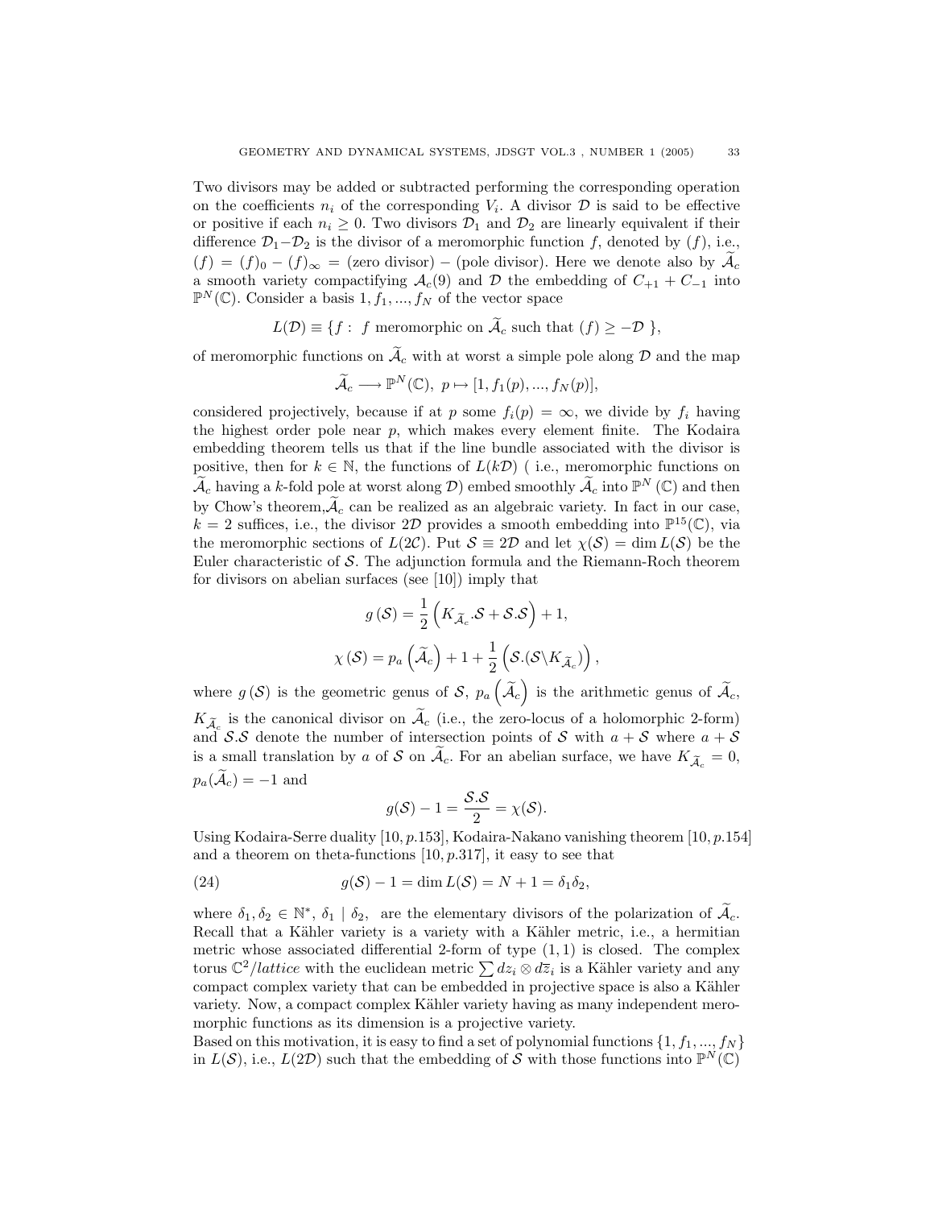Two divisors may be added or subtracted performing the corresponding operation on the coefficients $n_i$ of the corresponding $V_i$. A divisor $\mathcal{D}$ is said to be effective or positive if each $n_i \geq 0$. Two divisors $\mathcal{D}_1$ and $\mathcal{D}_2$ are linearly equivalent if their difference $\mathcal{D}_1 - \mathcal{D}_2$ is the divisor of a meromorphic function $f$, denoted by $(f)$, i.e., $(f) = (f)_0 - (f)_\infty =$ (zero divisor) $-$ (pole divisor). Here we denote also by $\widetilde{\mathcal{A}}_c$ a smooth variety compactifying $\mathcal{A}_c(9)$ and $\mathcal{D}$ the embedding of $C_{+1} + C_{-1}$ into $\mathbb{P}^N(\mathbb{C})$. Consider a basis $1, f_1, ..., f_N$ of the vector space

$$L(\mathcal{D}) \equiv \{f : \ f \text{ meromorphic on } \widetilde{\mathcal{A}}_c \text{ such that } (f) \geq -\mathcal{D} \ \},$$

of meromorphic functions on $\widetilde{\mathcal{A}}_c$ with at worst a simple pole along $\mathcal{D}$ and the map

$$\widetilde{\mathcal{A}}_c \longrightarrow \mathbb{P}^N(\mathbb{C}), \ p \mapsto [1, f_1(p), ..., f_N(p)],$$

considered projectively, because if at $p$ some $f_i(p) = \infty$, we divide by $f_i$ having the highest order pole near $p$, which makes every element finite. The Kodaira embedding theorem tells us that if the line bundle associated with the divisor is positive, then for $k \in \mathbb{N}$, the functions of $L(k\mathcal{D})$ ( i.e., meromorphic functions on $\widetilde{\mathcal{A}}_c$ having a $k$-fold pole at worst along $\mathcal{D}$) embed smoothly $\widetilde{\mathcal{A}}_c$ into $\mathbb{P}^N(\mathbb{C})$ and then by Chow's theorem, $\widetilde{\mathcal{A}}_c$ can be realized as an algebraic variety. In fact in our case, $k = 2$ suffices, i.e., the divisor $2\mathcal{D}$ provides a smooth embedding into $\mathbb{P}^{15}(\mathbb{C})$, via the meromorphic sections of $L(2\mathcal{C})$. Put $\mathcal{S} \equiv 2\mathcal{D}$ and let $\chi(\mathcal{S}) = \dim L(\mathcal{S})$ be the Euler characteristic of $\mathcal{S}$. The adjunction formula and the Riemann-Roch theorem for divisors on abelian surfaces (see [10]) imply that

$$g(\mathcal{S}) = \frac{1}{2}\left(K_{\widetilde{\mathcal{A}}_c}.\mathcal{S} + \mathcal{S}.\mathcal{S}\right) + 1,$$

$$\chi(\mathcal{S}) = p_a\left(\widetilde{\mathcal{A}}_c\right) + 1 + \frac{1}{2}\left(\mathcal{S}.(\mathcal{S} \backslash K_{\widetilde{\mathcal{A}}_c})\right),$$

where $g(\mathcal{S})$ is the geometric genus of $\mathcal{S}$, $p_a\left(\widetilde{\mathcal{A}}_c\right)$ is the arithmetic genus of $\widetilde{\mathcal{A}}_c$, $K_{\widetilde{\mathcal{A}}_c}$ is the canonical divisor on $\widetilde{\mathcal{A}}_c$ (i.e., the zero-locus of a holomorphic 2-form) and $\mathcal{S}.\mathcal{S}$ denote the number of intersection points of $\mathcal{S}$ with $a + \mathcal{S}$ where $a + \mathcal{S}$ is a small translation by $a$ of $\mathcal{S}$ on $\widetilde{\mathcal{A}}_c$. For an abelian surface, we have $K_{\widetilde{\mathcal{A}}_c} = 0$, $p_a(\widetilde{\mathcal{A}}_c) = -1$ and

$$g(\mathcal{S}) - 1 = \frac{\mathcal{S}.\mathcal{S}}{2} = \chi(\mathcal{S}).$$

Using Kodaira-Serre duality [10, p.153], Kodaira-Nakano vanishing theorem [10, p.154] and a theorem on theta-functions [10, p.317], it easy to see that

$$g(\mathcal{S}) - 1 = \dim L(\mathcal{S}) = N + 1 = \delta_1 \delta_2, \tag{24}$$

where $\delta_1, \delta_2 \in \mathbb{N}^*$, $\delta_1 \mid \delta_2$, are the elementary divisors of the polarization of $\widetilde{\mathcal{A}}_c$. Recall that a Kähler variety is a variety with a Kähler metric, i.e., a hermitian metric whose associated differential 2-form of type $(1, 1)$ is closed. The complex torus $\mathbb{C}^2/lattice$ with the euclidean metric $\sum dz_i \otimes d\overline{z}_i$ is a Kähler variety and any compact complex variety that can be embedded in projective space is also a Kähler variety. Now, a compact complex Kähler variety having as many independent meromorphic functions as its dimension is a projective variety.

Based on this motivation, it is easy to find a set of polynomial functions $\{1, f_1, ..., f_N\}$ in $L(\mathcal{S})$, i.e., $L(2\mathcal{D})$ such that the embedding of $\mathcal{S}$ with those functions into $\mathbb{P}^N(\mathbb{C})$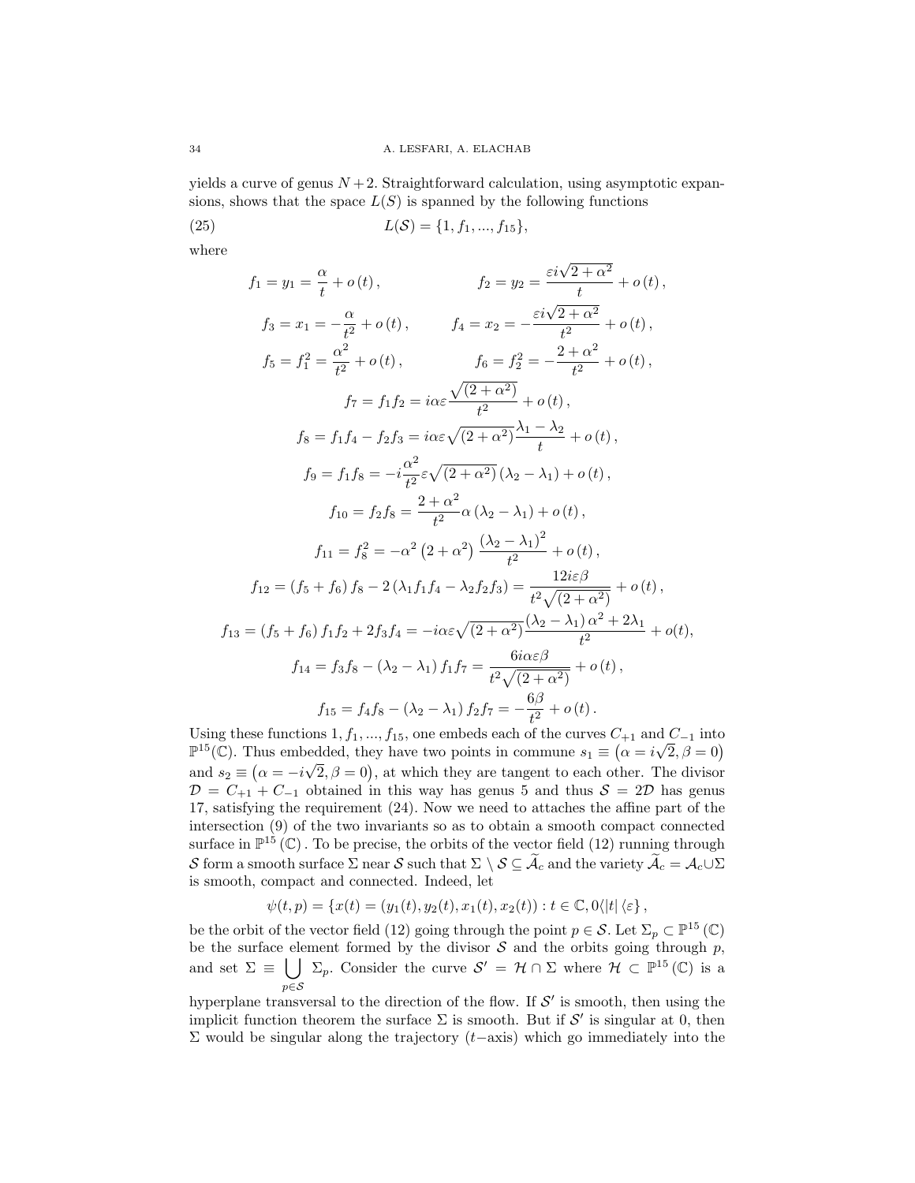yields a curve of genus $N+2$. Straightforward calculation, using asymptotic expansions, shows that the space $L(S)$ is spanned by the following functions

$$L(\mathcal{S}) = \{1, f_1, ..., f_{15}\}, \tag{25}$$

where

$$f_1 = y_1 = \frac{\alpha}{t} + o(t), \qquad f_2 = y_2 = \frac{\varepsilon i\sqrt{2+\alpha^2}}{t} + o(t),$$

$$f_3 = x_1 = -\frac{\alpha}{t^2} + o(t), \qquad f_4 = x_2 = -\frac{\varepsilon i\sqrt{2+\alpha^2}}{t^2} + o(t),$$

$$f_5 = f_1^2 = \frac{\alpha^2}{t^2} + o(t), \qquad f_6 = f_2^2 = -\frac{2+\alpha^2}{t^2} + o(t),$$

$$f_7 = f_1 f_2 = i\alpha\varepsilon\frac{\sqrt{(2+\alpha^2)}}{t^2} + o(t),$$

$$f_8 = f_1 f_4 - f_2 f_3 = i\alpha\varepsilon\sqrt{(2+\alpha^2)}\frac{\lambda_1 - \lambda_2}{t} + o(t),$$

$$f_9 = f_1 f_8 = -i\frac{\alpha^2}{t^2}\varepsilon\sqrt{(2+\alpha^2)}\,(\lambda_2 - \lambda_1) + o(t),$$

$$f_{10} = f_2 f_8 = \frac{2+\alpha^2}{t^2}\alpha\,(\lambda_2 - \lambda_1) + o(t),$$

$$f_{11} = f_8^2 = -\alpha^2\left(2+\alpha^2\right)\frac{(\lambda_2 - \lambda_1)^2}{t^2} + o(t),$$

$$f_{12} = (f_5 + f_6)\,f_8 - 2\,(\lambda_1 f_1 f_4 - \lambda_2 f_2 f_3) = \frac{12 i\varepsilon\beta}{t^2\sqrt{(2+\alpha^2)}} + o(t),$$

$$f_{13} = (f_5 + f_6)\,f_1 f_2 + 2 f_3 f_4 = -i\alpha\varepsilon\sqrt{(2+\alpha^2)}\frac{(\lambda_2 - \lambda_1)\,\alpha^2 + 2\lambda_1}{t^2} + o(t),$$

$$f_{14} = f_3 f_8 - (\lambda_2 - \lambda_1)\,f_1 f_7 = \frac{6 i\alpha\varepsilon\beta}{t^2\sqrt{(2+\alpha^2)}} + o(t),$$

$$f_{15} = f_4 f_8 - (\lambda_2 - \lambda_1)\,f_2 f_7 = -\frac{6\beta}{t^2} + o(t).$$

Using these functions $1, f_1, ..., f_{15}$, one embeds each of the curves $C_{+1}$ and $C_{-1}$ into $\mathbb{P}^{15}(\mathbb{C})$. Thus embedded, they have two points in commune $s_1 \equiv \left(\alpha = i\sqrt{2}, \beta = 0\right)$ and $s_2 \equiv \left(\alpha = -i\sqrt{2}, \beta = 0\right)$, at which they are tangent to each other. The divisor $\mathcal{D} = C_{+1} + C_{-1}$ obtained in this way has genus 5 and thus $\mathcal{S} = 2\mathcal{D}$ has genus 17, satisfying the requirement (24). Now we need to attaches the affine part of the intersection (9) of the two invariants so as to obtain a smooth compact connected surface in $\mathbb{P}^{15}(\mathbb{C})$. To be precise, the orbits of the vector field (12) running through $\mathcal{S}$ form a smooth surface $\Sigma$ near $\mathcal{S}$ such that $\Sigma \setminus \mathcal{S} \subseteq \widetilde{\mathcal{A}}_c$ and the variety $\widetilde{\mathcal{A}}_c = \mathcal{A}_c \cup \Sigma$ is smooth, compact and connected. Indeed, let

$$\psi(t,p) = \{x(t) = (y_1(t), y_2(t), x_1(t), x_2(t)) : t \in \mathbb{C}, 0\langle |t| \langle \varepsilon\},$$

be the orbit of the vector field (12) going through the point $p \in \mathcal{S}$. Let $\Sigma_p \subset \mathbb{P}^{15}(\mathbb{C})$ be the surface element formed by the divisor $\mathcal{S}$ and the orbits going through $p$, and set $\Sigma \equiv \bigcup_{p\in\mathcal{S}} \Sigma_p$. Consider the curve $\mathcal{S}' = \mathcal{H} \cap \Sigma$ where $\mathcal{H} \subset \mathbb{P}^{15}(\mathbb{C})$ is a hyperplane transversal to the direction of the flow. If $\mathcal{S}'$ is smooth, then using the implicit function theorem the surface $\Sigma$ is smooth. But if $\mathcal{S}'$ is singular at 0, then $\Sigma$ would be singular along the trajectory ($t-$axis) which go immediately into the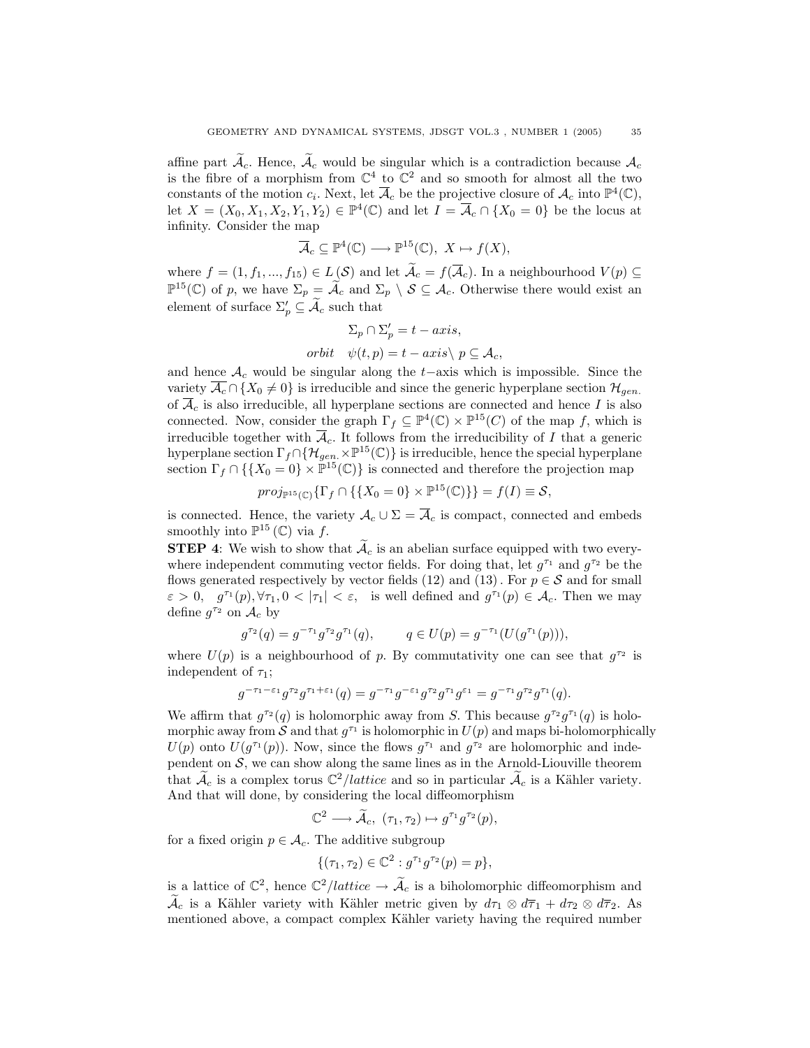affine part $\widetilde{\mathcal{A}}_c$. Hence, $\widetilde{\mathcal{A}}_c$ would be singular which is a contradiction because $\mathcal{A}_c$ is the fibre of a morphism from $\mathbb{C}^4$ to $\mathbb{C}^2$ and so smooth for almost all the two constants of the motion $c_i$. Next, let $\overline{\mathcal{A}}_c$ be the projective closure of $\mathcal{A}_c$ into $\mathbb{P}^4(\mathbb{C})$, let $X = (X_0, X_1, X_2, Y_1, Y_2) \in \mathbb{P}^4(\mathbb{C})$ and let $I = \overline{\mathcal{A}}_c \cap \{X_0 = 0\}$ be the locus at infinity. Consider the map

$$\overline{\mathcal{A}}_c \subseteq \mathbb{P}^4(\mathbb{C}) \longrightarrow \mathbb{P}^{15}(\mathbb{C}),\ X \mapsto f(X),$$

where $f = (1, f_1, ..., f_{15}) \in L(\mathcal{S})$ and let $\widetilde{\mathcal{A}}_c = f(\overline{\mathcal{A}}_c)$. In a neighbourhood $V(p) \subseteq \mathbb{P}^{15}(\mathbb{C})$ of $p$, we have $\Sigma_p = \widetilde{\mathcal{A}}_c$ and $\Sigma_p \setminus \mathcal{S} \subseteq \mathcal{A}_c$. Otherwise there would exist an element of surface $\Sigma'_p \subseteq \widetilde{\mathcal{A}}_c$ such that

$$\Sigma_p \cap \Sigma'_p = t-axis,$$

$$orbit \quad \psi(t,p) = t-axis \setminus p \subseteq \mathcal{A}_c,$$

and hence $\mathcal{A}_c$ would be singular along the $t-$axis which is impossible. Since the variety $\overline{\mathcal{A}_c} \cap \{X_0 \neq 0\}$ is irreducible and since the generic hyperplane section $\mathcal{H}_{gen.}$ of $\overline{\mathcal{A}}_c$ is also irreducible, all hyperplane sections are connected and hence $I$ is also connected. Now, consider the graph $\Gamma_f \subseteq \mathbb{P}^4(\mathbb{C}) \times \mathbb{P}^{15}(C)$ of the map $f$, which is irreducible together with $\overline{\mathcal{A}}_c$. It follows from the irreducibility of $I$ that a generic hyperplane section $\Gamma_f \cap \{\mathcal{H}_{gen.} \times \mathbb{P}^{15}(\mathbb{C})\}$ is irreducible, hence the special hyperplane section $\Gamma_f \cap \{\{X_0 = 0\} \times \mathbb{P}^{15}(\mathbb{C})\}$ is connected and therefore the projection map

$$proj_{\mathbb{P}^{15}(\mathbb{C})}\{\Gamma_f \cap \{\{X_0 = 0\} \times \mathbb{P}^{15}(\mathbb{C})\}\} = f(I) \equiv \mathcal{S},$$

is connected. Hence, the variety $\mathcal{A}_c \cup \Sigma = \overline{\mathcal{A}}_c$ is compact, connected and embeds smoothly into $\mathbb{P}^{15}(\mathbb{C})$ via $f$.

**STEP 4**: We wish to show that $\widetilde{\mathcal{A}}_c$ is an abelian surface equipped with two everywhere independent commuting vector fields. For doing that, let $g^{\tau_1}$ and $g^{\tau_2}$ be the flows generated respectively by vector fields (12) and (13). For $p \in \mathcal{S}$ and for small $\varepsilon > 0$, $g^{\tau_1}(p), \forall \tau_1, 0 < |\tau_1| < \varepsilon$, is well defined and $g^{\tau_1}(p) \in \mathcal{A}_c$. Then we may define $g^{\tau_2}$ on $\mathcal{A}_c$ by

$$g^{\tau_2}(q) = g^{-\tau_1} g^{\tau_2} g^{\tau_1}(q), \qquad q \in U(p) = g^{-\tau_1}(U(g^{\tau_1}(p))),$$

where $U(p)$ is a neighbourhood of $p$. By commutativity one can see that $g^{\tau_2}$ is independent of $\tau_1$;

$$g^{-\tau_1-\varepsilon_1} g^{\tau_2} g^{\tau_1+\varepsilon_1}(q) = g^{-\tau_1} g^{-\varepsilon_1} g^{\tau_2} g^{\tau_1} g^{\varepsilon_1} = g^{-\tau_1} g^{\tau_2} g^{\tau_1}(q).$$

We affirm that $g^{\tau_2}(q)$ is holomorphic away from $S$. This because $g^{\tau_2} g^{\tau_1}(q)$ is holomorphic away from $\mathcal{S}$ and that $g^{\tau_1}$ is holomorphic in $U(p)$ and maps bi-holomorphically $U(p)$ onto $U(g^{\tau_1}(p))$. Now, since the flows $g^{\tau_1}$ and $g^{\tau_2}$ are holomorphic and independent on $\mathcal{S}$, we can show along the same lines as in the Arnold-Liouville theorem that $\widetilde{\mathcal{A}}_c$ is a complex torus $\mathbb{C}^2/lattice$ and so in particular $\widetilde{\mathcal{A}}_c$ is a Kähler variety. And that will done, by considering the local diffeomorphism

$$\mathbb{C}^2 \longrightarrow \widetilde{\mathcal{A}}_c,\ (\tau_1, \tau_2) \mapsto g^{\tau_1} g^{\tau_2}(p),$$

for a fixed origin $p \in \mathcal{A}_c$. The additive subgroup

$$\{(\tau_1, \tau_2) \in \mathbb{C}^2 : g^{\tau_1} g^{\tau_2}(p) = p\},$$

is a lattice of $\mathbb{C}^2$, hence $\mathbb{C}^2/lattice \to \widetilde{\mathcal{A}}_c$ is a biholomorphic diffeomorphism and $\widetilde{\mathcal{A}}_c$ is a Kähler variety with Kähler metric given by $d\tau_1 \otimes d\overline{\tau}_1 + d\tau_2 \otimes d\overline{\tau}_2$. As mentioned above, a compact complex Kähler variety having the required number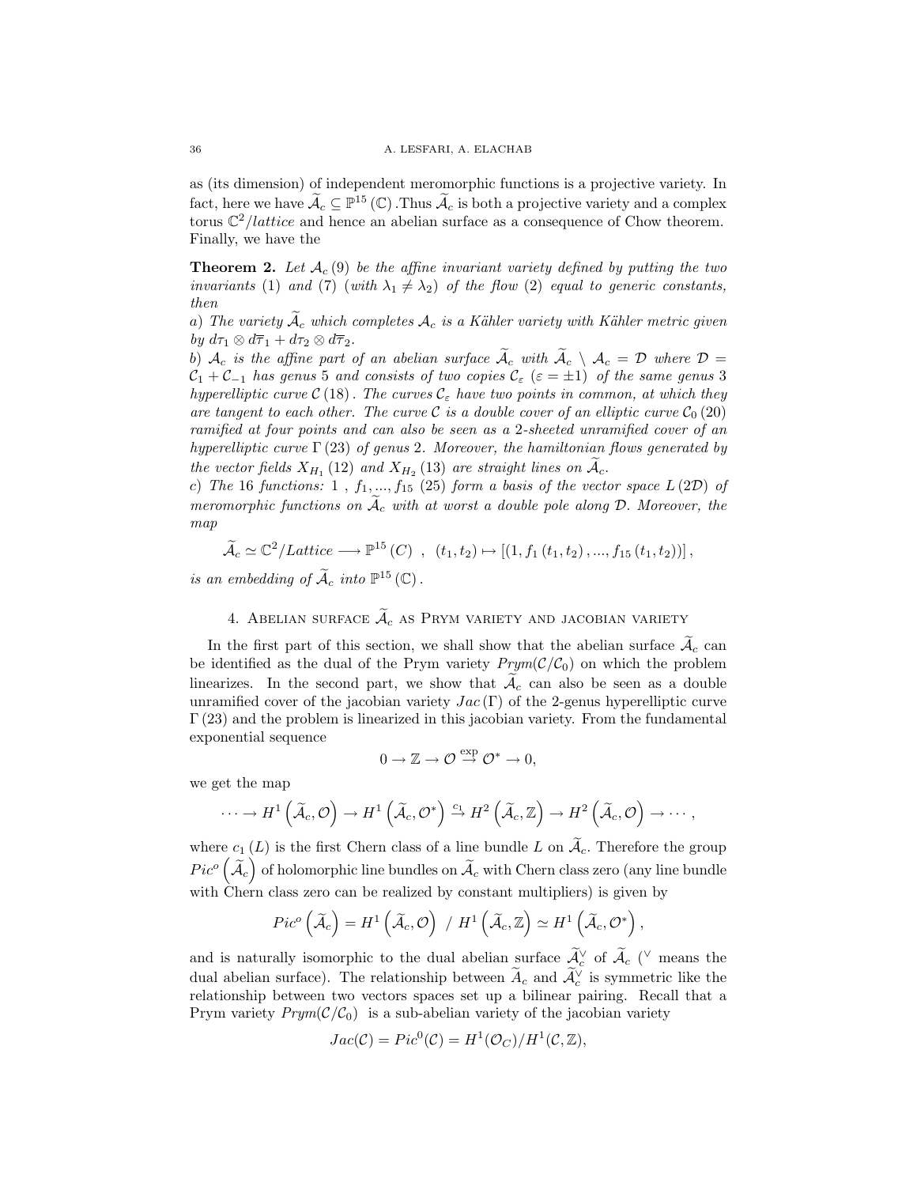as (its dimension) of independent meromorphic functions is a projective variety. In fact, here we have $\widetilde{\mathcal{A}}_c \subseteq \mathbb{P}^{15}(\mathbb{C})$. Thus $\widetilde{\mathcal{A}}_c$ is both a projective variety and a complex torus $\mathbb{C}^2/lattice$ and hence an abelian surface as a consequence of Chow theorem. Finally, we have the

**Theorem 2.** *Let $\mathcal{A}_c$ (9) be the affine invariant variety defined by putting the two invariants* (1) *and* (7) *(with $\lambda_1 \neq \lambda_2$) of the flow* (2) *equal to generic constants, then*

*a) The variety $\widetilde{\mathcal{A}}_c$ which completes $\mathcal{A}_c$ is a Kähler variety with Kähler metric given by $d\tau_1 \otimes d\overline{\tau}_1 + d\tau_2 \otimes d\overline{\tau}_2$.*

*b) $\mathcal{A}_c$ is the affine part of an abelian surface $\widetilde{\mathcal{A}}_c$ with $\widetilde{\mathcal{A}}_c \setminus \mathcal{A}_c = \mathcal{D}$ where $\mathcal{D} = \mathcal{C}_1 + \mathcal{C}_{-1}$ has genus 5 and consists of two copies $\mathcal{C}_\varepsilon$ $(\varepsilon = \pm 1)$ of the same genus 3 hyperelliptic curve $\mathcal{C}$ (18). The curves $\mathcal{C}_\varepsilon$ have two points in common, at which they are tangent to each other. The curve $\mathcal{C}$ is a double cover of an elliptic curve $\mathcal{C}_0$ (20) ramified at four points and can also be seen as a 2-sheeted unramified cover of an hyperelliptic curve $\Gamma$ (23) of genus 2. Moreover, the hamiltonian flows generated by the vector fields $X_{H_1}$ (12) and $X_{H_2}$ (13) are straight lines on $\widetilde{\mathcal{A}}_c$.*

*c) The 16 functions: 1 , $f_1, ..., f_{15}$ (25) form a basis of the vector space $L(2\mathcal{D})$ of meromorphic functions on $\widetilde{\mathcal{A}}_c$ with at worst a double pole along $\mathcal{D}$. Moreover, the map*

$$\widetilde{\mathcal{A}}_c \simeq \mathbb{C}^2/Lattice \longrightarrow \mathbb{P}^{15}(C) \ \ , \ \ (t_1, t_2) \mapsto [(1, f_1(t_1, t_2), ..., f_{15}(t_1, t_2))],$$

*is an embedding of $\widetilde{\mathcal{A}}_c$ into $\mathbb{P}^{15}(\mathbb{C})$.*

## 4. Abelian surface $\widetilde{\mathcal{A}}_c$ as Prym variety and jacobian variety

In the first part of this section, we shall show that the abelian surface $\widetilde{\mathcal{A}}_c$ can be identified as the dual of the Prym variety $Prym(\mathcal{C}/\mathcal{C}_0)$ on which the problem linearizes. In the second part, we show that $\widetilde{\mathcal{A}}_c$ can also be seen as a double unramified cover of the jacobian variety $Jac(\Gamma)$ of the 2-genus hyperelliptic curve $\Gamma$ (23) and the problem is linearized in this jacobian variety. From the fundamental exponential sequence

$$0 \to \mathbb{Z} \to \mathcal{O} \overset{\exp}{\to} \mathcal{O}^* \to 0,$$

we get the map

$$\cdots \to H^1\left(\widetilde{\mathcal{A}}_c, \mathcal{O}\right) \to H^1\left(\widetilde{\mathcal{A}}_c, \mathcal{O}^*\right) \overset{c_1}{\to} H^2\left(\widetilde{\mathcal{A}}_c, \mathbb{Z}\right) \to H^2\left(\widetilde{\mathcal{A}}_c, \mathcal{O}\right) \to \cdots,$$

where $c_1(L)$ is the first Chern class of a line bundle $L$ on $\widetilde{\mathcal{A}}_c$. Therefore the group $Pic^o\left(\widetilde{\mathcal{A}}_c\right)$ of holomorphic line bundles on $\widetilde{\mathcal{A}}_c$ with Chern class zero (any line bundle with Chern class zero can be realized by constant multipliers) is given by

$$Pic^o\left(\widetilde{\mathcal{A}}_c\right) = H^1\left(\widetilde{\mathcal{A}}_c, \mathcal{O}\right) \ / \ H^1\left(\widetilde{\mathcal{A}}_c, \mathbb{Z}\right) \simeq H^1\left(\widetilde{\mathcal{A}}_c, \mathcal{O}^*\right),$$

and is naturally isomorphic to the dual abelian surface $\widetilde{\mathcal{A}}_c^\vee$ of $\widetilde{\mathcal{A}}_c$ ($^\vee$ means the dual abelian surface). The relationship between $\widetilde{A}_c$ and $\widetilde{\mathcal{A}}_c^\vee$ is symmetric like the relationship between two vectors spaces set up a bilinear pairing. Recall that a Prym variety $Prym(\mathcal{C}/\mathcal{C}_0)$ is a sub-abelian variety of the jacobian variety

$$Jac(\mathcal{C}) = Pic^0(\mathcal{C}) = H^1(\mathcal{O}_C)/H^1(\mathcal{C}, \mathbb{Z}),$$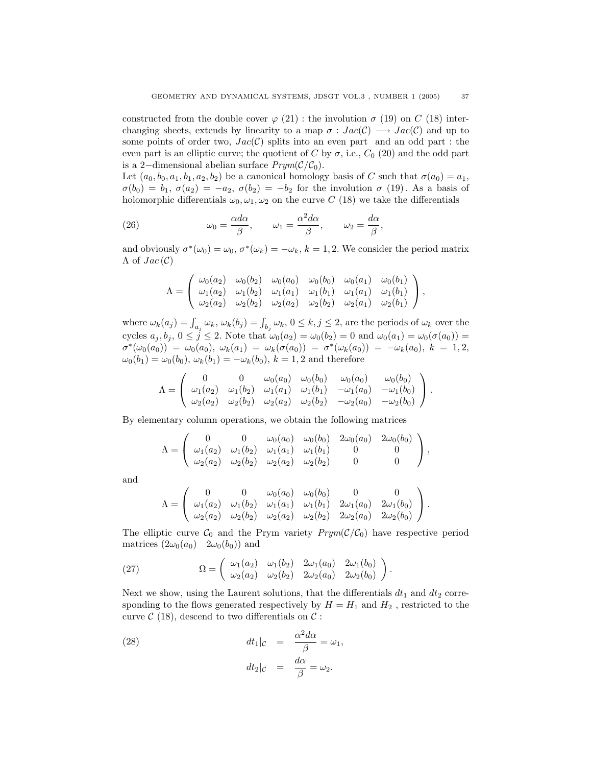constructed from the double cover $\varphi$ (21) : the involution $\sigma$ (19) on $C$ (18) interchanging sheets, extends by linearity to a map $\sigma : Jac(\mathcal{C}) \longrightarrow Jac(\mathcal{C})$ and up to some points of order two, $Jac(\mathcal{C})$ splits into an even part and an odd part : the even part is an elliptic curve; the quotient of $C$ by $\sigma$, i.e., $C_0$ (20) and the odd part is a 2−dimensional abelian surface $Prym(\mathcal{C}/\mathcal{C}_0)$.

Let $(a_0, b_0, a_1, b_1, a_2, b_2)$ be a canonical homology basis of $C$ such that $\sigma(a_0) = a_1$, $\sigma(b_0) = b_1$, $\sigma(a_2) = -a_2$, $\sigma(b_2) = -b_2$ for the involution $\sigma$ (19). As a basis of holomorphic differentials $\omega_0, \omega_1, \omega_2$ on the curve $C$ (18) we take the differentials

$$\omega_0 = \frac{\alpha d\alpha}{\beta}, \qquad \omega_1 = \frac{\alpha^2 d\alpha}{\beta}, \qquad \omega_2 = \frac{d\alpha}{\beta}, \tag{26}$$

and obviously $\sigma^*(\omega_0) = \omega_0$, $\sigma^*(\omega_k) = -\omega_k$, $k = 1, 2$. We consider the period matrix $\Lambda$ of $Jac(\mathcal{C})$

$$\Lambda = \begin{pmatrix} \omega_0(a_2) & \omega_0(b_2) & \omega_0(a_0) & \omega_0(b_0) & \omega_0(a_1) & \omega_0(b_1) \\ \omega_1(a_2) & \omega_1(b_2) & \omega_1(a_1) & \omega_1(b_1) & \omega_1(a_1) & \omega_1(b_1) \\ \omega_2(a_2) & \omega_2(b_2) & \omega_2(a_2) & \omega_2(b_2) & \omega_2(a_1) & \omega_2(b_1) \end{pmatrix},$$

where $\omega_k(a_j) = \int_{a_j} \omega_k$, $\omega_k(b_j) = \int_{b_j} \omega_k$, $0 \leq k, j \leq 2$, are the periods of $\omega_k$ over the cycles $a_j, b_j$, $0 \leq j \leq 2$. Note that $\omega_0(a_2) = \omega_0(b_2) = 0$ and $\omega_0(a_1) = \omega_0(\sigma(a_0)) = \sigma^*(\omega_0(a_0)) = \omega_0(a_0)$, $\omega_k(a_1) = \omega_k(\sigma(a_0)) = \sigma^*(\omega_k(a_0)) = -\omega_k(a_0)$, $k = 1, 2$, $\omega_0(b_1) = \omega_0(b_0)$, $\omega_k(b_1) = -\omega_k(b_0)$, $k = 1, 2$ and therefore

$$\Lambda = \begin{pmatrix} 0 & 0 & \omega_0(a_0) & \omega_0(b_0) & \omega_0(a_0) & \omega_0(b_0) \\ \omega_1(a_2) & \omega_1(b_2) & \omega_1(a_1) & \omega_1(b_1) & -\omega_1(a_0) & -\omega_1(b_0) \\ \omega_2(a_2) & \omega_2(b_2) & \omega_2(a_2) & \omega_2(b_2) & -\omega_2(a_0) & -\omega_2(b_0) \end{pmatrix}.$$

By elementary column operations, we obtain the following matrices

$$\Lambda = \begin{pmatrix} 0 & 0 & \omega_0(a_0) & \omega_0(b_0) & 2\omega_0(a_0) & 2\omega_0(b_0) \\ \omega_1(a_2) & \omega_1(b_2) & \omega_1(a_1) & \omega_1(b_1) & 0 & 0 \\ \omega_2(a_2) & \omega_2(b_2) & \omega_2(a_2) & \omega_2(b_2) & 0 & 0 \end{pmatrix},$$

and

$$\Lambda = \begin{pmatrix} 0 & 0 & \omega_0(a_0) & \omega_0(b_0) & 0 & 0 \\ \omega_1(a_2) & \omega_1(b_2) & \omega_1(a_1) & \omega_1(b_1) & 2\omega_1(a_0) & 2\omega_1(b_0) \\ \omega_2(a_2) & \omega_2(b_2) & \omega_2(a_2) & \omega_2(b_2) & 2\omega_2(a_0) & 2\omega_2(b_0) \end{pmatrix}.$$

The elliptic curve $\mathcal{C}_0$ and the Prym variety $Prym(\mathcal{C}/\mathcal{C}_0)$ have respective period matrices $(2\omega_0(a_0) \quad 2\omega_0(b_0))$ and

$$\Omega = \begin{pmatrix} \omega_1(a_2) & \omega_1(b_2) & 2\omega_1(a_0) & 2\omega_1(b_0) \\ \omega_2(a_2) & \omega_2(b_2) & 2\omega_2(a_0) & 2\omega_2(b_0) \end{pmatrix}. \tag{27}$$

Next we show, using the Laurent solutions, that the differentials $dt_1$ and $dt_2$ corresponding to the flows generated respectively by $H = H_1$ and $H_2$ , restricted to the curve $\mathcal{C}$ (18), descend to two differentials on $\mathcal{C}$ :

$$\begin{aligned} dt_1|_{\mathcal{C}} &= \frac{\alpha^2 d\alpha}{\beta} = \omega_1, \\ dt_2|_{\mathcal{C}} &= \frac{d\alpha}{\beta} = \omega_2. \end{aligned} \tag{28}$$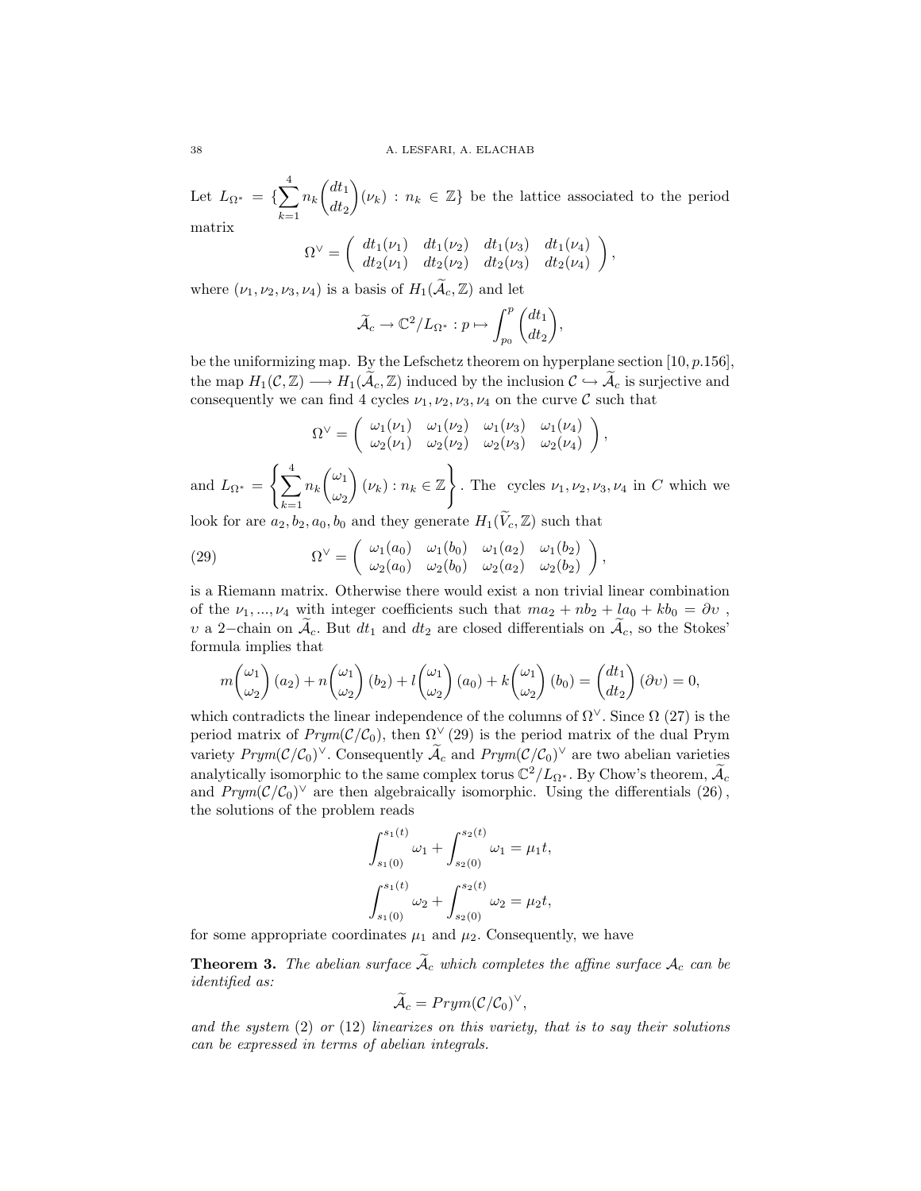Let $L_{\Omega^*} = \{\sum_{k=1}^{4} n_k \binom{dt_1}{dt_2}(\nu_k) : n_k \in \mathbb{Z}\}$ be the lattice associated to the period matrix

$$\Omega^{\vee} = \begin{pmatrix} dt_1(\nu_1) & dt_1(\nu_2) & dt_1(\nu_3) & dt_1(\nu_4) \\ dt_2(\nu_1) & dt_2(\nu_2) & dt_2(\nu_3) & dt_2(\nu_4) \end{pmatrix},$$

where $(\nu_1, \nu_2, \nu_3, \nu_4)$ is a basis of $H_1(\widetilde{\mathcal{A}}_c, \mathbb{Z})$ and let

$$\widetilde{\mathcal{A}}_c \to \mathbb{C}^2/L_{\Omega^*} : p \mapsto \int_{p_0}^{p} \binom{dt_1}{dt_2},$$

be the uniformizing map. By the Lefschetz theorem on hyperplane section [10, p.156], the map $H_1(\mathcal{C}, \mathbb{Z}) \longrightarrow H_1(\widetilde{\mathcal{A}}_c, \mathbb{Z})$ induced by the inclusion $\mathcal{C} \hookrightarrow \widetilde{\mathcal{A}}_c$ is surjective and consequently we can find 4 cycles $\nu_1, \nu_2, \nu_3, \nu_4$ on the curve $\mathcal{C}$ such that

$$\Omega^{\vee} = \begin{pmatrix} \omega_1(\nu_1) & \omega_1(\nu_2) & \omega_1(\nu_3) & \omega_1(\nu_4) \\ \omega_2(\nu_1) & \omega_2(\nu_2) & \omega_2(\nu_3) & \omega_2(\nu_4) \end{pmatrix},$$

and $L_{\Omega^*} = \left\{ \sum_{k=1}^{4} n_k \binom{\omega_1}{\omega_2}(\nu_k) : n_k \in \mathbb{Z} \right\}$. The cycles $\nu_1, \nu_2, \nu_3, \nu_4$ in $C$ which we look for are $a_2, b_2, a_0, b_0$ and they generate $H_1(\widetilde{V}_c, \mathbb{Z})$ such that

$$\Omega^{\vee} = \begin{pmatrix} \omega_1(a_0) & \omega_1(b_0) & \omega_1(a_2) & \omega_1(b_2) \\ \omega_2(a_0) & \omega_2(b_0) & \omega_2(a_2) & \omega_2(b_2) \end{pmatrix}, \tag{29}$$

is a Riemann matrix. Otherwise there would exist a non trivial linear combination of the $\nu_1, ..., \nu_4$ with integer coefficients such that $ma_2 + nb_2 + la_0 + kb_0 = \partial \upsilon$, $\upsilon$ a 2−chain on $\widetilde{\mathcal{A}}_c$. But $dt_1$ and $dt_2$ are closed differentials on $\widetilde{\mathcal{A}}_c$, so the Stokes' formula implies that

$$m\binom{\omega_1}{\omega_2}(a_2) + n\binom{\omega_1}{\omega_2}(b_2) + l\binom{\omega_1}{\omega_2}(a_0) + k\binom{\omega_1}{\omega_2}(b_0) = \binom{dt_1}{dt_2}(\partial\upsilon) = 0,$$

which contradicts the linear independence of the columns of $\Omega^{\vee}$. Since $\Omega$ (27) is the period matrix of $Prym(\mathcal{C}/\mathcal{C}_0)$, then $\Omega^{\vee}$ (29) is the period matrix of the dual Prym variety $Prym(\mathcal{C}/\mathcal{C}_0)^{\vee}$. Consequently $\widetilde{\mathcal{A}}_c$ and $Prym(\mathcal{C}/\mathcal{C}_0)^{\vee}$ are two abelian varieties analytically isomorphic to the same complex torus $\mathbb{C}^2/L_{\Omega^*}$. By Chow's theorem, $\widetilde{\mathcal{A}}_c$ and $Prym(\mathcal{C}/\mathcal{C}_0)^{\vee}$ are then algebraically isomorphic. Using the differentials (26), the solutions of the problem reads

$$\int_{s_1(0)}^{s_1(t)} \omega_1 + \int_{s_2(0)}^{s_2(t)} \omega_1 = \mu_1 t,$$

$$\int_{s_1(0)}^{s_1(t)} \omega_2 + \int_{s_2(0)}^{s_2(t)} \omega_2 = \mu_2 t,$$

for some appropriate coordinates $\mu_1$ and $\mu_2$. Consequently, we have

**Theorem 3.** *The abelian surface $\widetilde{\mathcal{A}}_c$ which completes the affine surface $\mathcal{A}_c$ can be identified as:*

$$\widetilde{\mathcal{A}}_c = Prym(\mathcal{C}/\mathcal{C}_0)^{\vee},$$

*and the system (2) or (12) linearizes on this variety, that is to say their solutions can be expressed in terms of abelian integrals.*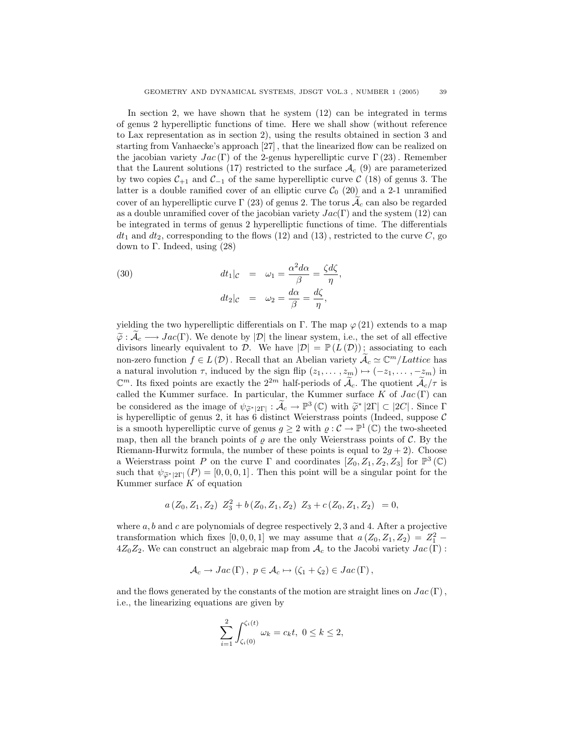In section 2, we have shown that he system (12) can be integrated in terms of genus 2 hyperelliptic functions of time. Here we shall show (without reference to Lax representation as in section 2), using the results obtained in section 3 and starting from Vanhaecke's approach [27] , that the linearized flow can be realized on the jacobian variety $Jac(\Gamma)$ of the 2-genus hyperelliptic curve $\Gamma$ (23) . Remember that the Laurent solutions (17) restricted to the surface $\mathcal{A}_c$ (9) are parameterized by two copies $\mathcal{C}_{+1}$ and $\mathcal{C}_{-1}$ of the same hyperelliptic curve $\mathcal{C}$ (18) of genus 3. The latter is a double ramified cover of an elliptic curve $\mathcal{C}_0$ (20) and a 2-1 unramified cover of an hyperelliptic curve $\Gamma$ (23) of genus 2. The torus $\widetilde{\mathcal{A}}_c$ can also be regarded as a double unramified cover of the jacobian variety $Jac(\Gamma)$ and the system (12) can be integrated in terms of genus 2 hyperelliptic functions of time. The differentials $dt_1$ and $dt_2$, corresponding to the flows (12) and (13) , restricted to the curve $C$, go down to $\Gamma$. Indeed, using (28)

$$
\begin{aligned}
dt_1|_{\mathcal{C}} &= \omega_1 = \frac{\alpha^2 d\alpha}{\beta} = \frac{\zeta d\zeta}{\eta}, \\
dt_2|_{\mathcal{C}} &= \omega_2 = \frac{d\alpha}{\beta} = \frac{d\zeta}{\eta},
\end{aligned}
\tag{30}
$$

yielding the two hyperelliptic differentials on $\Gamma$. The map $\varphi$ (21) extends to a map $\widetilde{\varphi} : \widetilde{\mathcal{A}}_c \longrightarrow Jac(\Gamma)$. We denote by $|\mathcal{D}|$ the linear system, i.e., the set of all effective divisors linearly equivalent to $\mathcal{D}$. We have $|\mathcal{D}| = \mathbb{P}(L(\mathcal{D}))$; associating to each non-zero function $f \in L(\mathcal{D})$. Recall that an Abelian variety $\widetilde{\mathcal{A}}_c \simeq \mathbb{C}^m/Lattice$ has a natural involution $\tau$, induced by the sign flip $(z_1, \ldots, z_m) \mapsto (-z_1, \ldots, -z_m)$ in $\mathbb{C}^m$. Its fixed points are exactly the $2^{2m}$ half-periods of $\widetilde{\mathcal{A}}_c$. The quotient $\widetilde{\mathcal{A}}_c/\tau$ is called the Kummer surface. In particular, the Kummer surface $K$ of $Jac(\Gamma)$ can be considered as the image of $\psi_{\widetilde{\varphi}^*|2\Gamma|} : \widetilde{\mathcal{A}}_c \to \mathbb{P}^3(\mathbb{C})$ with $\widetilde{\varphi}^*|2\Gamma| \subset |2C|$. Since $\Gamma$ is hyperelliptic of genus 2, it has 6 distinct Weierstrass points (Indeed, suppose $\mathcal{C}$ is a smooth hyperelliptic curve of genus $g \geq 2$ with $\varrho : \mathcal{C} \to \mathbb{P}^1(\mathbb{C})$ the two-sheeted map, then all the branch points of $\varrho$ are the only Weierstrass points of $\mathcal{C}$. By the Riemann-Hurwitz formula, the number of these points is equal to $2g+2$). Choose a Weierstrass point $P$ on the curve $\Gamma$ and coordinates $[Z_0, Z_1, Z_2, Z_3]$ for $\mathbb{P}^3(\mathbb{C})$ such that $\psi_{\widetilde{\varphi}^*|2\Gamma|}(P) = [0, 0, 0, 1]$. Then this point will be a singular point for the Kummer surface $K$ of equation

$$
a(Z_0, Z_1, Z_2)\ Z_3^2 + b(Z_0, Z_1, Z_2)\ Z_3 + c(Z_0, Z_1, Z_2) = 0,
$$

where $a, b$ and $c$ are polynomials of degree respectively $2, 3$ and $4$. After a projective transformation which fixes $[0, 0, 0, 1]$ we may assume that $a(Z_0, Z_1, Z_2) = Z_1^2 - 4Z_0Z_2$. We can construct an algebraic map from $\mathcal{A}_c$ to the Jacobi variety $Jac(\Gamma)$ :

$$
\mathcal{A}_c \to Jac(\Gamma),\ p \in \mathcal{A}_c \mapsto (\zeta_1 + \zeta_2) \in Jac(\Gamma),
$$

and the flows generated by the constants of the motion are straight lines on $Jac(\Gamma)$, i.e., the linearizing equations are given by

$$
\sum_{i=1}^{2} \int_{\zeta_i(0)}^{\zeta_i(t)} \omega_k = c_k t,\ 0 \leq k \leq 2,
$$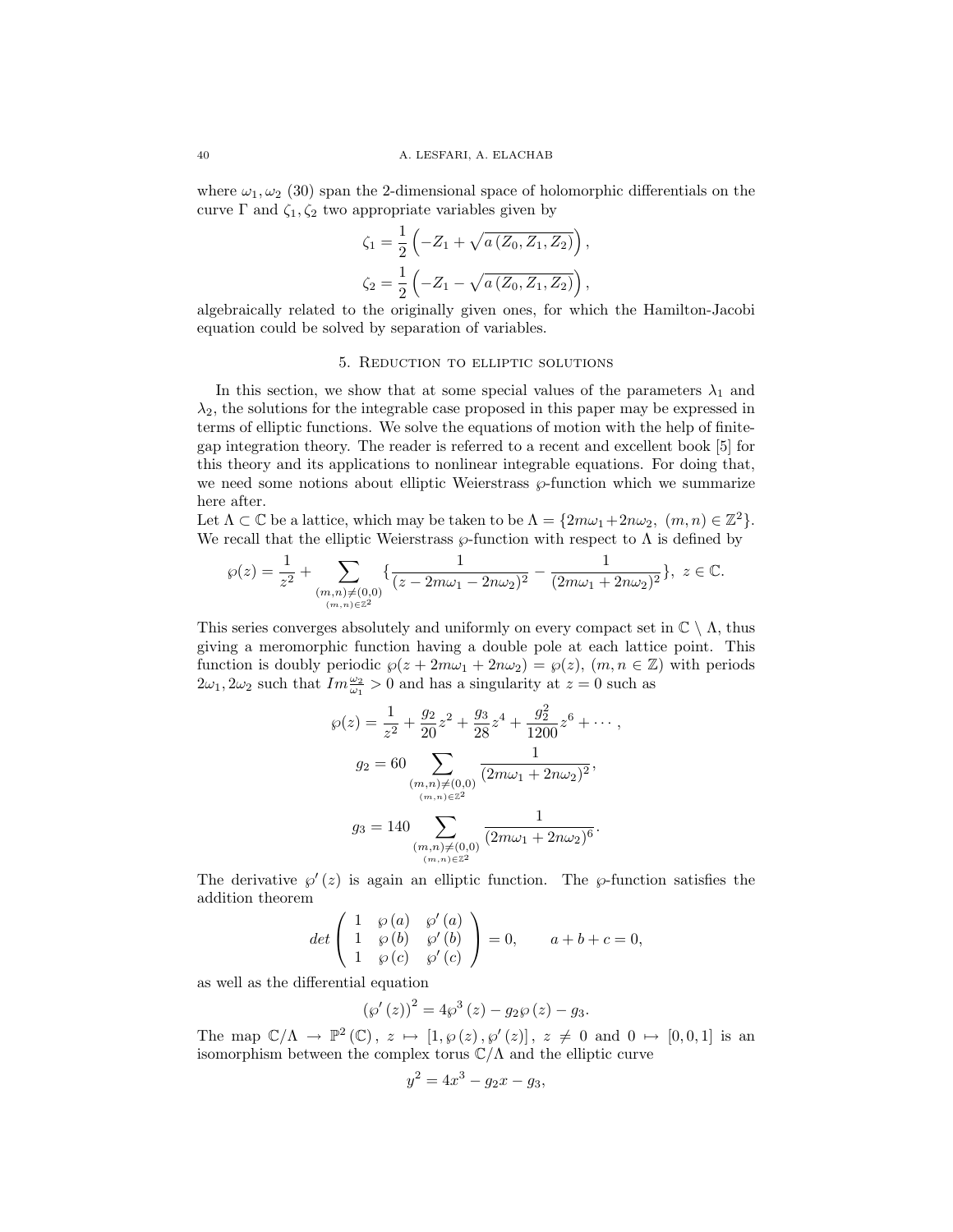where $\omega_1, \omega_2$ (30) span the 2-dimensional space of holomorphic differentials on the curve $\Gamma$ and $\zeta_1, \zeta_2$ two appropriate variables given by

$$\zeta_1 = \frac{1}{2}\left(-Z_1 + \sqrt{a\left(Z_0, Z_1, Z_2\right)}\right),$$

$$\zeta_2 = \frac{1}{2}\left(-Z_1 - \sqrt{a\left(Z_0, Z_1, Z_2\right)}\right),$$

algebraically related to the originally given ones, for which the Hamilton-Jacobi equation could be solved by separation of variables.

## 5. Reduction to elliptic solutions

In this section, we show that at some special values of the parameters $\lambda_1$ and $\lambda_2$, the solutions for the integrable case proposed in this paper may be expressed in terms of elliptic functions. We solve the equations of motion with the help of finite-gap integration theory. The reader is referred to a recent and excellent book [5] for this theory and its applications to nonlinear integrable equations. For doing that, we need some notions about elliptic Weierstrass $\wp$-function which we summarize here after.

Let $\Lambda \subset \mathbb{C}$ be a lattice, which may be taken to be $\Lambda = \{2m\omega_1 + 2n\omega_2,\ (m,n) \in \mathbb{Z}^2\}$. We recall that the elliptic Weierstrass $\wp$-function with respect to $\Lambda$ is defined by

$$\wp(z) = \frac{1}{z^2} + \sum_{\substack{(m,n)\neq(0,0)\\(m,n)\in\mathbb{Z}^2}} \left\{\frac{1}{(z-2m\omega_1-2n\omega_2)^2} - \frac{1}{(2m\omega_1+2n\omega_2)^2}\right\},\ z \in \mathbb{C}.$$

This series converges absolutely and uniformly on every compact set in $\mathbb{C}\setminus\Lambda$, thus giving a meromorphic function having a double pole at each lattice point. This function is doubly periodic $\wp(z + 2m\omega_1 + 2n\omega_2) = \wp(z)$, $(m, n \in \mathbb{Z})$ with periods $2\omega_1, 2\omega_2$ such that $Im\frac{\omega_2}{\omega_1} > 0$ and has a singularity at $z = 0$ such as

$$\wp(z) = \frac{1}{z^2} + \frac{g_2}{20}z^2 + \frac{g_3}{28}z^4 + \frac{g_2^2}{1200}z^6 + \cdots,$$

$$g_2 = 60 \sum_{\substack{(m,n)\neq(0,0)\\(m,n)\in\mathbb{Z}^2}} \frac{1}{(2m\omega_1+2n\omega_2)^2},$$

$$g_3 = 140 \sum_{\substack{(m,n)\neq(0,0)\\(m,n)\in\mathbb{Z}^2}} \frac{1}{(2m\omega_1+2n\omega_2)^6}.$$

The derivative $\wp'(z)$ is again an elliptic function. The $\wp$-function satisfies the addition theorem

$$det\begin{pmatrix} 1 & \wp(a) & \wp'(a) \\ 1 & \wp(b) & \wp'(b) \\ 1 & \wp(c) & \wp'(c) \end{pmatrix} = 0, \qquad a + b + c = 0,$$

as well as the differential equation

$$\left(\wp'(z)\right)^2 = 4\wp^3(z) - g_2\wp(z) - g_3.$$

The map $\mathbb{C}/\Lambda \to \mathbb{P}^2(\mathbb{C})$, $z \mapsto [1, \wp(z), \wp'(z)]$, $z \neq 0$ and $0 \mapsto [0, 0, 1]$ is an isomorphism between the complex torus $\mathbb{C}/\Lambda$ and the elliptic curve

$$y^2 = 4x^3 - g_2x - g_3,$$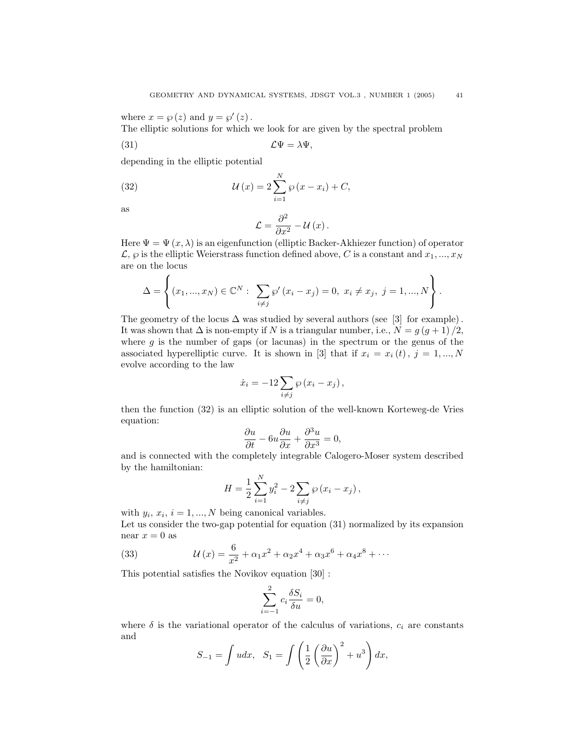where $x = \wp(z)$ and $y = \wp'(z)$.
The elliptic solutions for which we look for are given by the spectral problem

$$\mathcal{L}\Psi = \lambda\Psi, \tag{31}$$

depending in the elliptic potential

$$\mathcal{U}(x) = 2\sum_{i=1}^{N} \wp(x - x_i) + C, \tag{32}$$

as

$$\mathcal{L} = \frac{\partial^2}{\partial x^2} - \mathcal{U}(x).$$

Here $\Psi = \Psi(x, \lambda)$ is an eigenfunction (elliptic Backer-Akhiezer function) of operator $\mathcal{L}$, $\wp$ is the elliptic Weierstrass function defined above, $C$ is a constant and $x_1, ..., x_N$ are on the locus

$$\Delta = \left\{ (x_1, ..., x_N) \in \mathbb{C}^N : \sum_{i \neq j} \wp'(x_i - x_j) = 0, \; x_i \neq x_j, \; j = 1, ..., N \right\}.$$

The geometry of the locus $\Delta$ was studied by several authors (see [3] for example). It was shown that $\Delta$ is non-empty if $N$ is a triangular number, i.e., $N = g(g+1)/2$, where $g$ is the number of gaps (or lacunas) in the spectrum or the genus of the associated hyperelliptic curve. It is shown in [3] that if $x_i = x_i(t)$, $j = 1, ..., N$ evolve according to the law

$$\dot{x}_i = -12\sum_{i \neq j} \wp(x_i - x_j),$$

then the function (32) is an elliptic solution of the well-known Korteweg-de Vries equation:

$$\frac{\partial u}{\partial t} - 6u\frac{\partial u}{\partial x} + \frac{\partial^3 u}{\partial x^3} = 0,$$

and is connected with the completely integrable Calogero-Moser system described by the hamiltonian:

$$H = \frac{1}{2}\sum_{i=1}^{N} y_i^2 - 2\sum_{i \neq j} \wp(x_i - x_j),$$

with $y_i$, $x_i$, $i = 1, ..., N$ being canonical variables.
Let us consider the two-gap potential for equation (31) normalized by its expansion near $x = 0$ as

$$\mathcal{U}(x) = \frac{6}{x^2} + \alpha_1 x^2 + \alpha_2 x^4 + \alpha_3 x^6 + \alpha_4 x^8 + \cdots \tag{33}$$

This potential satisfies the Novikov equation [30] :

$$\sum_{i=-1}^{2} c_i \frac{\delta S_i}{\delta u} = 0,$$

where $\delta$ is the variational operator of the calculus of variations, $c_i$ are constants and

$$S_{-1} = \int u dx, \quad S_1 = \int \left( \frac{1}{2}\left(\frac{\partial u}{\partial x}\right)^2 + u^3 \right) dx,$$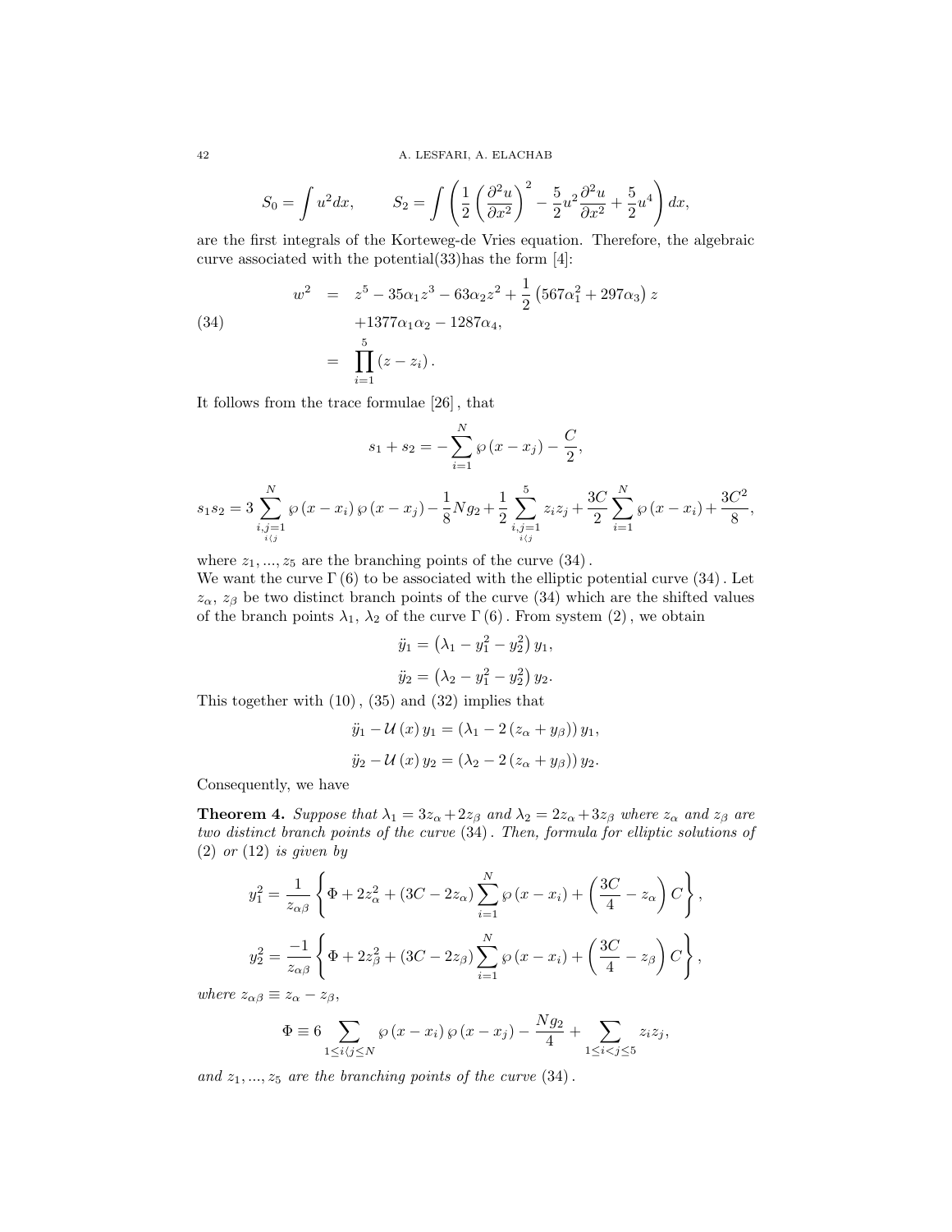$$S_0 = \int u^2 dx, \qquad S_2 = \int \left( \frac{1}{2} \left( \frac{\partial^2 u}{\partial x^2} \right)^2 - \frac{5}{2} u^2 \frac{\partial^2 u}{\partial x^2} + \frac{5}{2} u^4 \right) dx,$$

are the first integrals of the Korteweg-de Vries equation. Therefore, the algebraic curve associated with the potential(33)has the form [4]:

$$\begin{aligned} w^2 &= z^5 - 35\alpha_1 z^3 - 63\alpha_2 z^2 + \frac{1}{2}\left(567\alpha_1^2 + 297\alpha_3\right) z \\ &\quad + 1377\alpha_1\alpha_2 - 1287\alpha_4, \\ &= \prod_{i=1}^{5} (z - z_i). \end{aligned} \tag{34}$$

It follows from the trace formulae [26], that

$$s_1 + s_2 = -\sum_{i=1}^{N} \wp(x - x_j) - \frac{C}{2},$$

$$s_1 s_2 = 3 \sum_{\substack{i,j=1 \\ i\langle j}}^{N} \wp(x - x_i) \wp(x - x_j) - \frac{1}{8} N g_2 + \frac{1}{2} \sum_{\substack{i,j=1 \\ i\langle j}}^{5} z_i z_j + \frac{3C}{2} \sum_{i=1}^{N} \wp(x - x_i) + \frac{3C^2}{8},$$

where $z_1, ..., z_5$ are the branching points of the curve (34).

We want the curve $\Gamma(6)$ to be associated with the elliptic potential curve (34). Let $z_\alpha$, $z_\beta$ be two distinct branch points of the curve (34) which are the shifted values of the branch points $\lambda_1$, $\lambda_2$ of the curve $\Gamma(6)$. From system (2), we obtain

$$\ddot{y}_1 = \left(\lambda_1 - y_1^2 - y_2^2\right) y_1,$$

$$\ddot{y}_2 = \left(\lambda_2 - y_1^2 - y_2^2\right) y_2.$$

This together with (10), (35) and (32) implies that

$$\ddot{y}_1 - \mathcal{U}(x) y_1 = \left(\lambda_1 - 2(z_\alpha + y_\beta)\right) y_1,$$

$$\ddot{y}_2 - \mathcal{U}(x) y_2 = \left(\lambda_2 - 2(z_\alpha + y_\beta)\right) y_2.$$

Consequently, we have

**Theorem 4.** *Suppose that $\lambda_1 = 3z_\alpha + 2z_\beta$ and $\lambda_2 = 2z_\alpha + 3z_\beta$ where $z_\alpha$ and $z_\beta$ are two distinct branch points of the curve (34). Then, formula for elliptic solutions of (2) or (12) is given by*

$$y_1^2 = \frac{1}{z_{\alpha\beta}} \left\{ \Phi + 2z_\alpha^2 + (3C - 2z_\alpha) \sum_{i=1}^{N} \wp(x - x_i) + \left( \frac{3C}{4} - z_\alpha \right) C \right\},$$

$$y_2^2 = \frac{-1}{z_{\alpha\beta}} \left\{ \Phi + 2z_\beta^2 + (3C - 2z_\beta) \sum_{i=1}^{N} \wp(x - x_i) + \left( \frac{3C}{4} - z_\beta \right) C \right\},$$

*where $z_{\alpha\beta} \equiv z_\alpha - z_\beta$,*

$$\Phi \equiv 6 \sum_{1 \le i\langle j \le N} \wp(x - x_i) \wp(x - x_j) - \frac{N g_2}{4} + \sum_{1 \le i < j \le 5} z_i z_j,$$

*and $z_1, ..., z_5$ are the branching points of the curve (34).*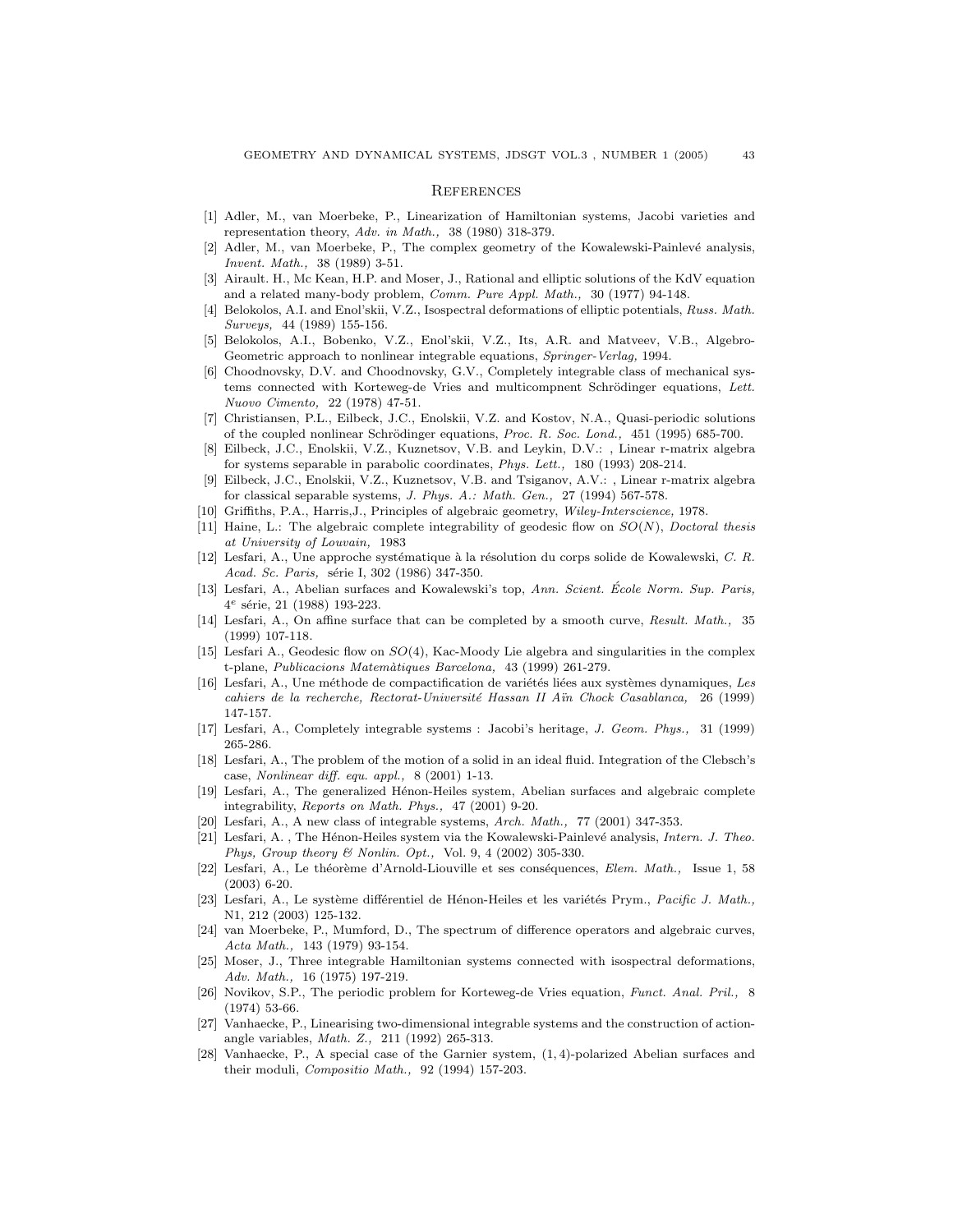## References

[1] Adler, M., van Moerbeke, P., Linearization of Hamiltonian systems, Jacobi varieties and representation theory, *Adv. in Math.,* 38 (1980) 318-379.

[2] Adler, M., van Moerbeke, P., The complex geometry of the Kowalewski-Painlevé analysis, *Invent. Math.,* 38 (1989) 3-51.

[3] Airault. H., Mc Kean, H.P. and Moser, J., Rational and elliptic solutions of the KdV equation and a related many-body problem, *Comm. Pure Appl. Math.,* 30 (1977) 94-148.

[4] Belokolos, A.I. and Enol'skii, V.Z., Isospectral deformations of elliptic potentials, *Russ. Math. Surveys,* 44 (1989) 155-156.

[5] Belokolos, A.I., Bobenko, V.Z., Enol'skii, V.Z., Its, A.R. and Matveev, V.B., Algebro-Geometric approach to nonlinear integrable equations, *Springer-Verlag,* 1994.

[6] Choodnovsky, D.V. and Choodnovsky, G.V., Completely integrable class of mechanical systems connected with Korteweg-de Vries and multicompnent Schrödinger equations, *Lett. Nuovo Cimento,* 22 (1978) 47-51.

[7] Christiansen, P.L., Eilbeck, J.C., Enolskii, V.Z. and Kostov, N.A., Quasi-periodic solutions of the coupled nonlinear Schrödinger equations, *Proc. R. Soc. Lond.,* 451 (1995) 685-700.

[8] Eilbeck, J.C., Enolskii, V.Z., Kuznetsov, V.B. and Leykin, D.V.: , Linear r-matrix algebra for systems separable in parabolic coordinates, *Phys. Lett.,* 180 (1993) 208-214.

[9] Eilbeck, J.C., Enolskii, V.Z., Kuznetsov, V.B. and Tsiganov, A.V.: , Linear r-matrix algebra for classical separable systems, *J. Phys. A.: Math. Gen.,* 27 (1994) 567-578.

[10] Griffiths, P.A., Harris,J., Principles of algebraic geometry, *Wiley-Interscience,* 1978.

[11] Haine, L.: The algebraic complete integrability of geodesic flow on $SO(N)$, *Doctoral thesis at University of Louvain,* 1983

[12] Lesfari, A., Une approche systématique à la résolution du corps solide de Kowalewski, *C. R. Acad. Sc. Paris,* série I, 302 (1986) 347-350.

[13] Lesfari, A., Abelian surfaces and Kowalewski's top, *Ann. Scient. École Norm. Sup. Paris,* $4^e$ série, 21 (1988) 193-223.

[14] Lesfari, A., On affine surface that can be completed by a smooth curve, *Result. Math.,* 35 (1999) 107-118.

[15] Lesfari A., Geodesic flow on $SO(4)$, Kac-Moody Lie algebra and singularities in the complex t-plane, *Publicacions Matemàtiques Barcelona,* 43 (1999) 261-279.

[16] Lesfari, A., Une méthode de compactification de variétés liées aux systèmes dynamiques, *Les cahiers de la recherche, Rectorat-Université Hassan II Aïn Chock Casablanca,* 26 (1999) 147-157.

[17] Lesfari, A., Completely integrable systems : Jacobi's heritage, *J. Geom. Phys.,* 31 (1999) 265-286.

[18] Lesfari, A., The problem of the motion of a solid in an ideal fluid. Integration of the Clebsch's case, *Nonlinear diff. equ. appl.,* 8 (2001) 1-13.

[19] Lesfari, A., The generalized Hénon-Heiles system, Abelian surfaces and algebraic complete integrability, *Reports on Math. Phys.,* 47 (2001) 9-20.

[20] Lesfari, A., A new class of integrable systems, *Arch. Math.,* 77 (2001) 347-353.

[21] Lesfari, A. , The Hénon-Heiles system via the Kowalewski-Painlevé analysis, *Intern. J. Theo. Phys, Group theory & Nonlin. Opt.,* Vol. 9, 4 (2002) 305-330.

[22] Lesfari, A., Le théorème d'Arnold-Liouville et ses conséquences, *Elem. Math.,* Issue 1, 58 (2003) 6-20.

[23] Lesfari, A., Le système différentiel de Hénon-Heiles et les variétés Prym., *Pacific J. Math.,* N1, 212 (2003) 125-132.

[24] van Moerbeke, P., Mumford, D., The spectrum of difference operators and algebraic curves, *Acta Math.,* 143 (1979) 93-154.

[25] Moser, J., Three integrable Hamiltonian systems connected with isospectral deformations, *Adv. Math.,* 16 (1975) 197-219.

[26] Novikov, S.P., The periodic problem for Korteweg-de Vries equation, *Funct. Anal. Pril.,* 8 (1974) 53-66.

[27] Vanhaecke, P., Linearising two-dimensional integrable systems and the construction of action-angle variables, *Math. Z.,* 211 (1992) 265-313.

[28] Vanhaecke, P., A special case of the Garnier system, $(1, 4)$-polarized Abelian surfaces and their moduli, *Compositio Math.,* 92 (1994) 157-203.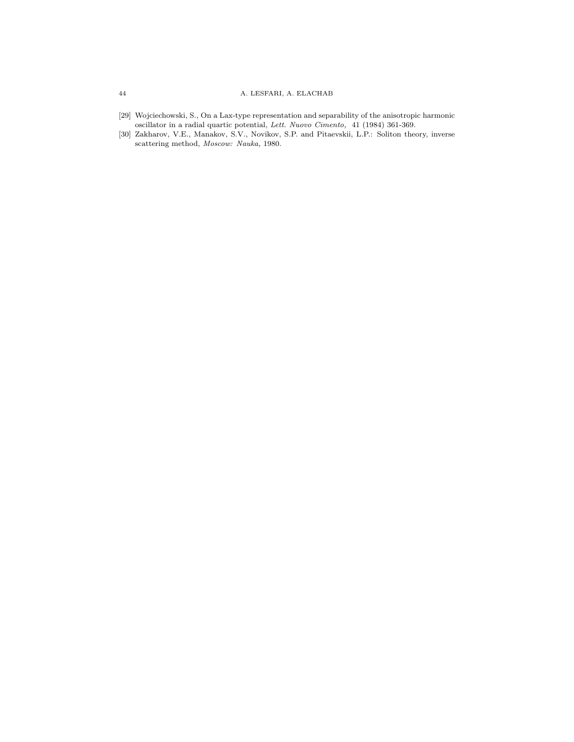[29] Wojciechowski, S., On a Lax-type representation and separability of the anisotropic harmonic oscillator in a radial quartic potential, *Lett. Nuovo Cimento,* 41 (1984) 361-369.

[30] Zakharov, V.E., Manakov, S.V., Novikov, S.P. and Pitaevskii, L.P.: Soliton theory, inverse scattering method, *Moscow: Nauka,* 1980.